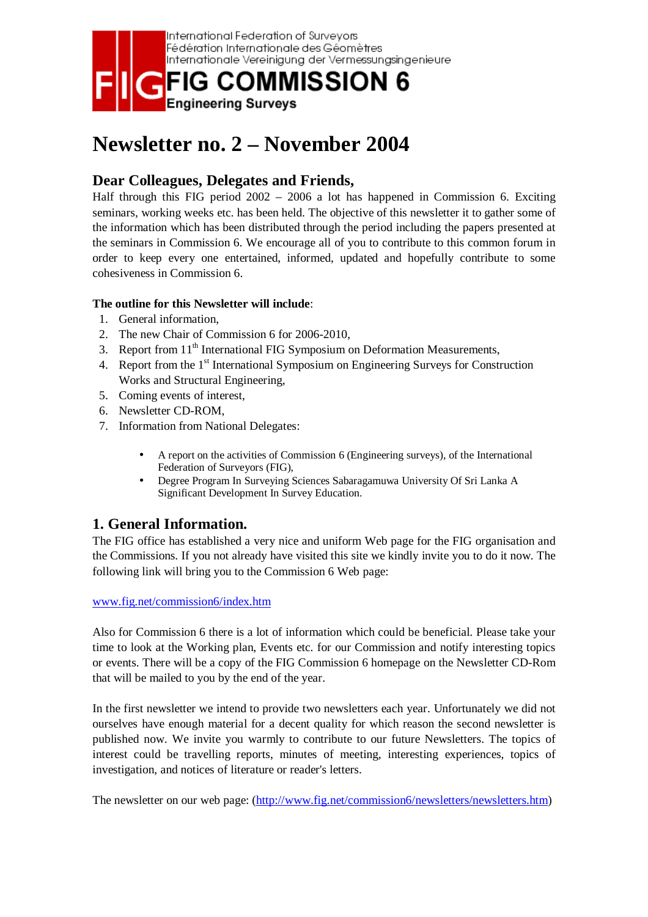International Federation of Surveyors
Fédération Internationale des Géomètres
Internationale Vereinigung der Vermessungsingenieure

**FIG COMMISSION 6**
**Engineering Surveys**

# Newsletter no. 2 – November 2004

## Dear Colleagues, Delegates and Friends,

Half through this FIG period 2002 – 2006 a lot has happened in Commission 6. Exciting seminars, working weeks etc. has been held. The objective of this newsletter it to gather some of the information which has been distributed through the period including the papers presented at the seminars in Commission 6. We encourage all of you to contribute to this common forum in order to keep every one entertained, informed, updated and hopefully contribute to some cohesiveness in Commission 6.

**The outline for this Newsletter will include**:

1. General information,
2. The new Chair of Commission 6 for 2006-2010,
3. Report from 11th International FIG Symposium on Deformation Measurements,
4. Report from the 1st International Symposium on Engineering Surveys for Construction Works and Structural Engineering,
5. Coming events of interest,
6. Newsletter CD-ROM,
7. Information from National Delegates:
   - A report on the activities of Commission 6 (Engineering surveys), of the International Federation of Surveyors (FIG),
   - Degree Program In Surveying Sciences Sabaragamuwa University Of Sri Lanka A Significant Development In Survey Education.

## 1. General Information.

The FIG office has established a very nice and uniform Web page for the FIG organisation and the Commissions. If you not already have visited this site we kindly invite you to do it now. The following link will bring you to the Commission 6 Web page:

www.fig.net/commission6/index.htm

Also for Commission 6 there is a lot of information which could be beneficial. Please take your time to look at the Working plan, Events etc. for our Commission and notify interesting topics or events. There will be a copy of the FIG Commission 6 homepage on the Newsletter CD-Rom that will be mailed to you by the end of the year.

In the first newsletter we intend to provide two newsletters each year. Unfortunately we did not ourselves have enough material for a decent quality for which reason the second newsletter is published now. We invite you warmly to contribute to our future Newsletters. The topics of interest could be travelling reports, minutes of meeting, interesting experiences, topics of investigation, and notices of literature or reader's letters.

The newsletter on our web page: (http://www.fig.net/commission6/newsletters/newsletters.htm)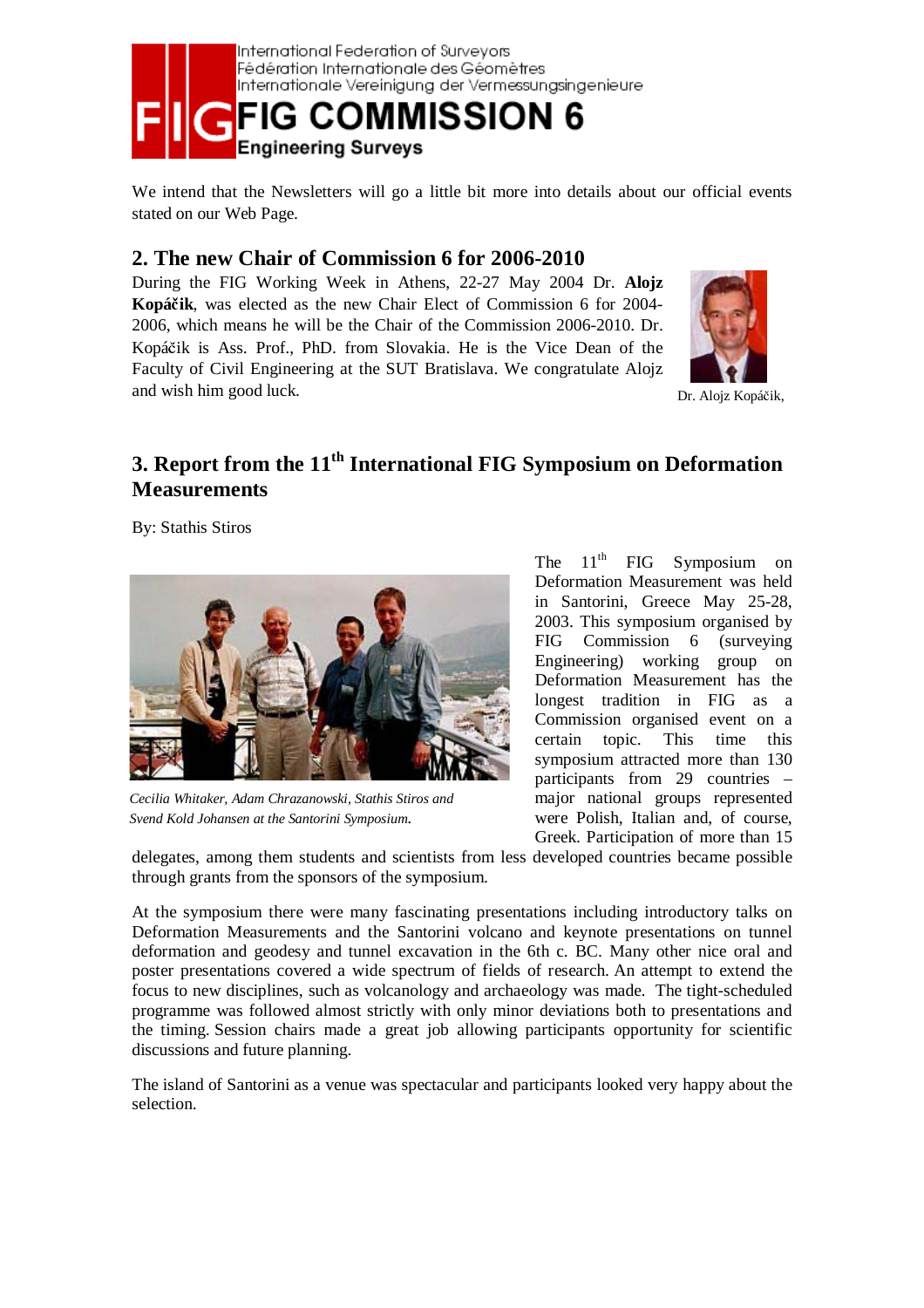We intend that the Newsletters will go a little bit more into details about our official events stated on our Web Page.

## 2. The new Chair of Commission 6 for 2006-2010

During the FIG Working Week in Athens, 22-27 May 2004 Dr. **Alojz Kopáčik**, was elected as the new Chair Elect of Commission 6 for 2004-2006, which means he will be the Chair of the Commission 2006-2010. Dr. Kopáčik is Ass. Prof., PhD. from Slovakia. He is the Vice Dean of the Faculty of Civil Engineering at the SUT Bratislava. We congratulate Alojz and wish him good luck.

Dr. Alojz Kopáčik,

## 3. Report from the 11th International FIG Symposium on Deformation Measurements

By: Stathis Stiros

*Cecilia Whitaker, Adam Chrazanowski, Stathis Stiros and Svend Kold Johansen at the Santorini Symposium.*

The 11th FIG Symposium on Deformation Measurement was held in Santorini, Greece May 25-28, 2003. This symposium organised by FIG Commission 6 (surveying Engineering) working group on Deformation Measurement has the longest tradition in FIG as a Commission organised event on a certain topic. This time this symposium attracted more than 130 participants from 29 countries – major national groups represented were Polish, Italian and, of course, Greek. Participation of more than 15 delegates, among them students and scientists from less developed countries became possible through grants from the sponsors of the symposium.

At the symposium there were many fascinating presentations including introductory talks on Deformation Measurements and the Santorini volcano and keynote presentations on tunnel deformation and geodesy and tunnel excavation in the 6th c. BC. Many other nice oral and poster presentations covered a wide spectrum of fields of research. An attempt to extend the focus to new disciplines, such as volcanology and archaeology was made. The tight-scheduled programme was followed almost strictly with only minor deviations both to presentations and the timing. Session chairs made a great job allowing participants opportunity for scientific discussions and future planning.

The island of Santorini as a venue was spectacular and participants looked very happy about the selection.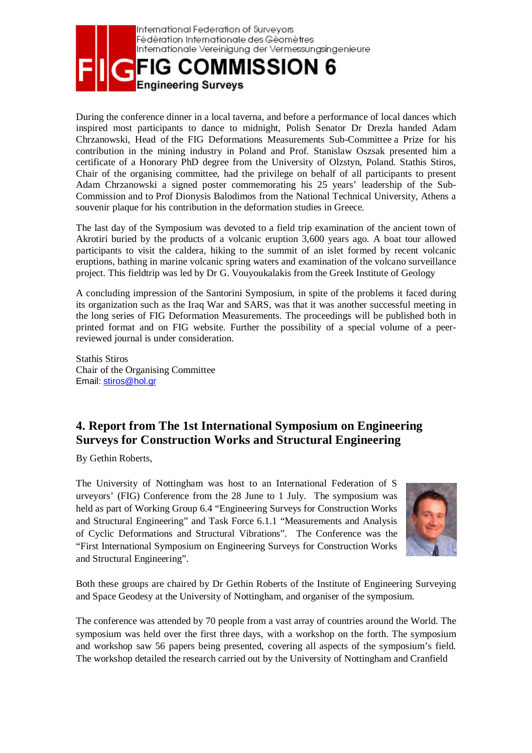During the conference dinner in a local taverna, and before a performance of local dances which inspired most participants to dance to midnight, Polish Senator Dr Drezla handed Adam Chrzanowski, Head of the FIG Deformations Measurements Sub-Committee a Prize for his contribution in the mining industry in Poland and Prof. Stanislaw Oszsak presented him a certificate of a Honorary PhD degree from the University of Olzstyn, Poland. Stathis Stiros, Chair of the organising committee, had the privilege on behalf of all participants to present Adam Chrzanowski a signed poster commemorating his 25 years' leadership of the Sub-Commission and to Prof Dionysis Balodimos from the National Technical University, Athens a souvenir plaque for his contribution in the deformation studies in Greece.

The last day of the Symposium was devoted to a field trip examination of the ancient town of Akrotiri buried by the products of a volcanic eruption 3,600 years ago. A boat tour allowed participants to visit the caldera, hiking to the summit of an islet formed by recent volcanic eruptions, bathing in marine volcanic spring waters and examination of the volcano surveillance project. This fieldtrip was led by Dr G. Vouyoukalakis from the Greek Institute of Geology

A concluding impression of the Santorini Symposium, in spite of the problems it faced during its organization such as the Iraq War and SARS, was that it was another successful meeting in the long series of FIG Deformation Measurements. The proceedings will be published both in printed format and on FIG website. Further the possibility of a special volume of a peer-reviewed journal is under consideration.

Stathis Stiros
Chair of the Organising Committee
Email: stiros@hol.gr

## 4. Report from The 1st International Symposium on Engineering Surveys for Construction Works and Structural Engineering

By Gethin Roberts,

The University of Nottingham was host to an International Federation of S urveyors' (FIG) Conference from the 28 June to 1 July. The symposium was held as part of Working Group 6.4 "Engineering Surveys for Construction Works and Structural Engineering" and Task Force 6.1.1 "Measurements and Analysis of Cyclic Deformations and Structural Vibrations". The Conference was the "First International Symposium on Engineering Surveys for Construction Works and Structural Engineering".

Both these groups are chaired by Dr Gethin Roberts of the Institute of Engineering Surveying and Space Geodesy at the University of Nottingham, and organiser of the symposium.

The conference was attended by 70 people from a vast array of countries around the World. The symposium was held over the first three days, with a workshop on the forth. The symposium and workshop saw 56 papers being presented, covering all aspects of the symposium's field. The workshop detailed the research carried out by the University of Nottingham and Cranfield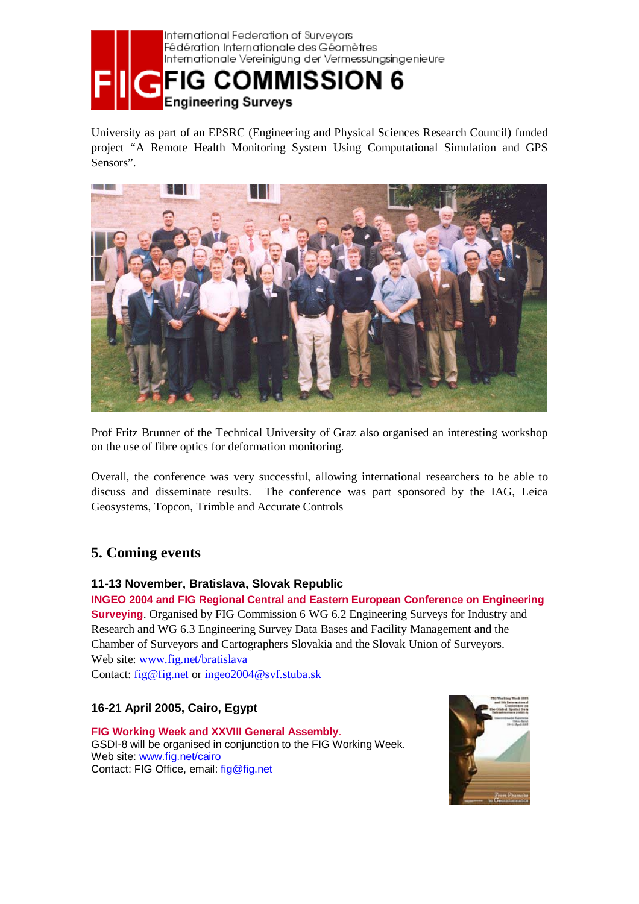University as part of an EPSRC (Engineering and Physical Sciences Research Council) funded project "A Remote Health Monitoring System Using Computational Simulation and GPS Sensors".

Prof Fritz Brunner of the Technical University of Graz also organised an interesting workshop on the use of fibre optics for deformation monitoring.

Overall, the conference was very successful, allowing international researchers to be able to discuss and disseminate results. The conference was part sponsored by the IAG, Leica Geosystems, Topcon, Trimble and Accurate Controls

## 5. Coming events

### 11-13 November, Bratislava, Slovak Republic

**INGEO 2004 and FIG Regional Central and Eastern European Conference on Engineering Surveying**. Organised by FIG Commission 6 WG 6.2 Engineering Surveys for Industry and Research and WG 6.3 Engineering Survey Data Bases and Facility Management and the Chamber of Surveyors and Cartographers Slovakia and the Slovak Union of Surveyors.
Web site: www.fig.net/bratislava
Contact: fig@fig.net or ingeo2004@svf.stuba.sk

### 16-21 April 2005, Cairo, Egypt

**FIG Working Week and XXVIII General Assembly**.
GSDI-8 will be organised in conjunction to the FIG Working Week.
Web site: www.fig.net/cairo
Contact: FIG Office, email: fig@fig.net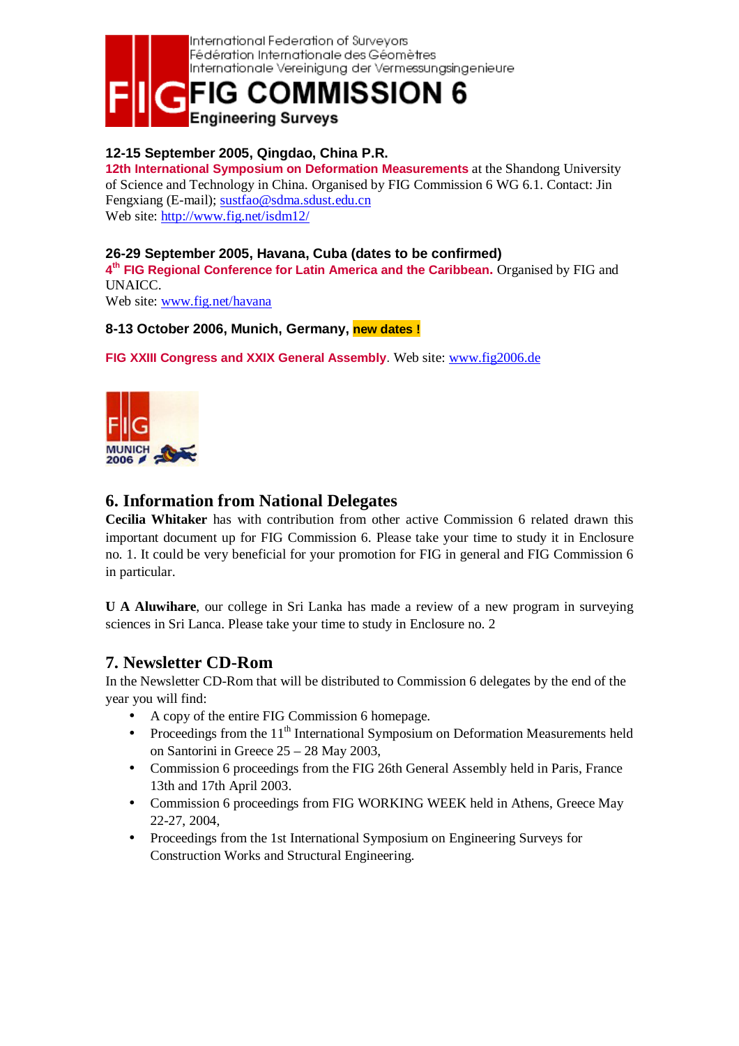International Federation of Surveyors
Fédération Internationale des Géomètres
Internationale Vereinigung der Vermessungsingenieure

**FIG COMMISSION 6**
**Engineering Surveys**

**12-15 September 2005, Qingdao, China P.R.**
**12th International Symposium on Deformation Measurements** at the Shandong University of Science and Technology in China. Organised by FIG Commission 6 WG 6.1. Contact: Jin Fengxiang (E-mail); sustfao@sdma.sdust.edu.cn
Web site: http://www.fig.net/isdm12/

**26-29 September 2005, Havana, Cuba (dates to be confirmed)**
**4th FIG Regional Conference for Latin America and the Caribbean.** Organised by FIG and UNAICC.
Web site: www.fig.net/havana

**8-13 October 2006, Munich, Germany, new dates !**

**FIG XXIII Congress and XXIX General Assembly**. Web site: www.fig2006.de

## 6. Information from National Delegates

**Cecilia Whitaker** has with contribution from other active Commission 6 related drawn this important document up for FIG Commission 6. Please take your time to study it in Enclosure no. 1. It could be very beneficial for your promotion for FIG in general and FIG Commission 6 in particular.

**U A Aluwihare**, our college in Sri Lanka has made a review of a new program in surveying sciences in Sri Lanca. Please take your time to study in Enclosure no. 2

## 7. Newsletter CD-Rom

In the Newsletter CD-Rom that will be distributed to Commission 6 delegates by the end of the year you will find:

- A copy of the entire FIG Commission 6 homepage.
- Proceedings from the 11th International Symposium on Deformation Measurements held on Santorini in Greece 25 – 28 May 2003,
- Commission 6 proceedings from the FIG 26th General Assembly held in Paris, France 13th and 17th April 2003.
- Commission 6 proceedings from FIG WORKING WEEK held in Athens, Greece May 22-27, 2004,
- Proceedings from the 1st International Symposium on Engineering Surveys for Construction Works and Structural Engineering.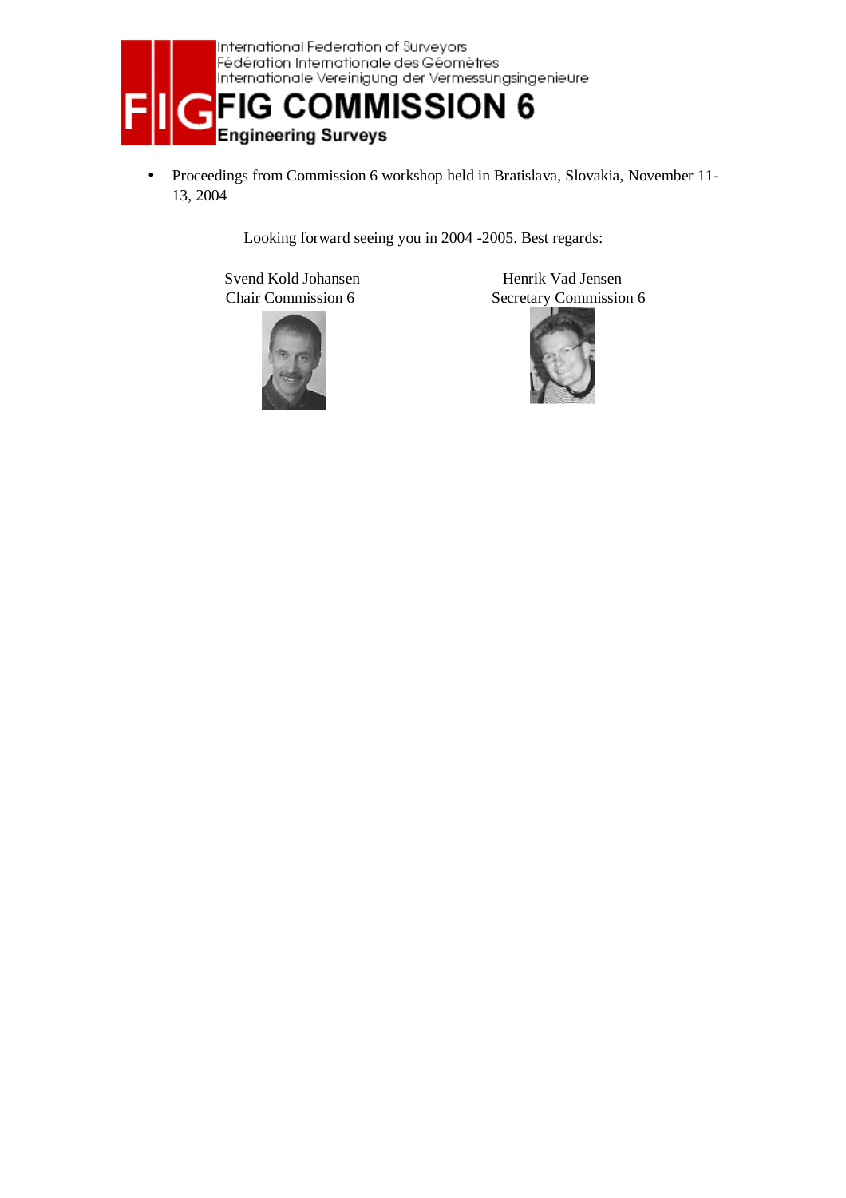- Proceedings from Commission 6 workshop held in Bratislava, Slovakia, November 11-13, 2004

Looking forward seeing you in 2004 -2005. Best regards:

Svend Kold Johansen
Chair Commission 6

Henrik Vad Jensen
Secretary Commission 6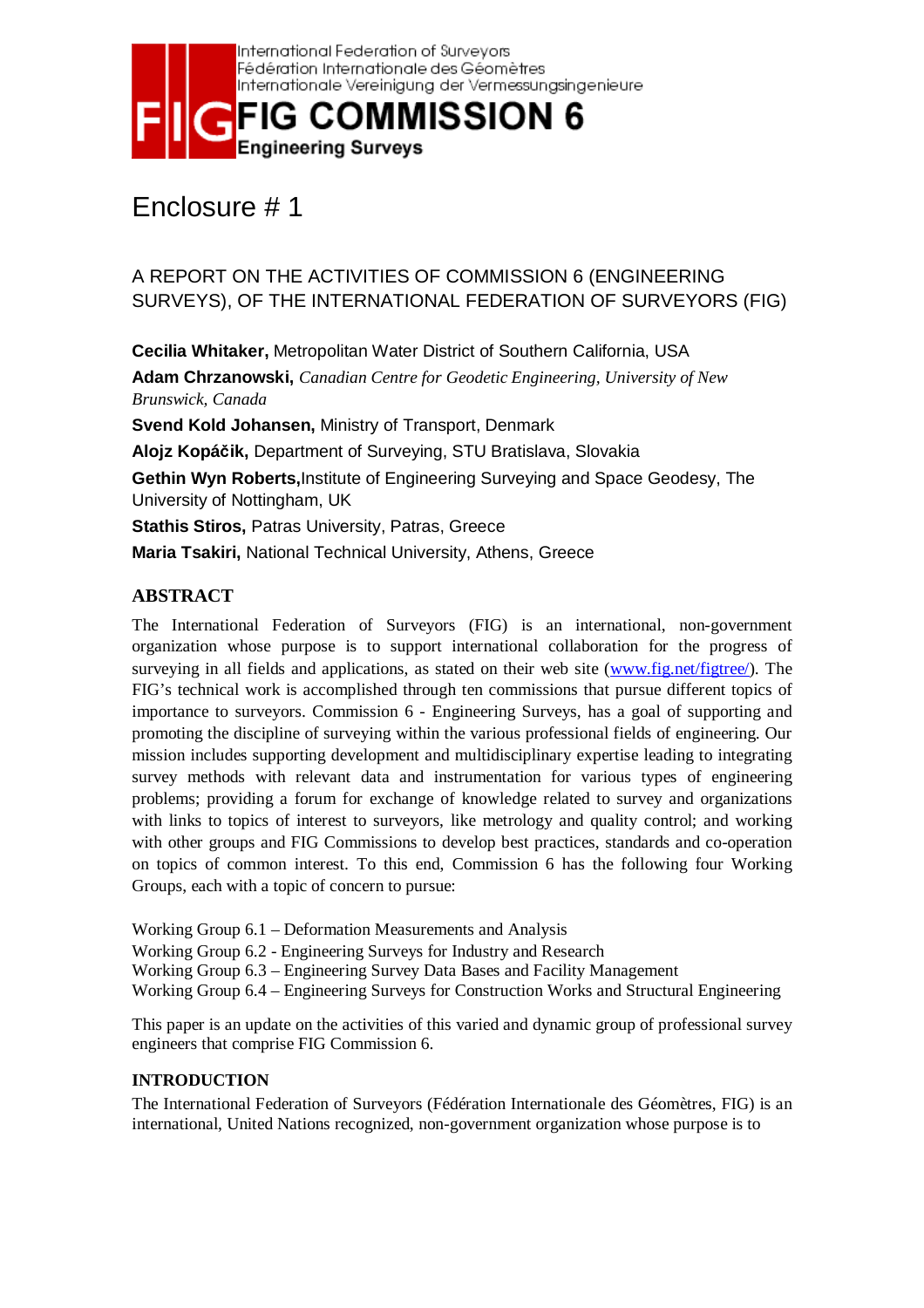International Federation of Surveyors
Fédération Internationale des Géomètres
Internationale Vereinigung der Vermessungsingenieure

**FIG COMMISSION 6**
**Engineering Surveys**

# Enclosure # 1

## A REPORT ON THE ACTIVITIES OF COMMISSION 6 (ENGINEERING SURVEYS), OF THE INTERNATIONAL FEDERATION OF SURVEYORS (FIG)

**Cecilia Whitaker,** Metropolitan Water District of Southern California, USA

**Adam Chrzanowski,** *Canadian Centre for Geodetic Engineering, University of New Brunswick, Canada*

**Svend Kold Johansen,** Ministry of Transport, Denmark

**Alojz Kopáčik,** Department of Surveying, STU Bratislava, Slovakia

**Gethin Wyn Roberts,** Institute of Engineering Surveying and Space Geodesy, The University of Nottingham, UK

**Stathis Stiros,** Patras University, Patras, Greece

**Maria Tsakiri,** National Technical University, Athens, Greece

### ABSTRACT

The International Federation of Surveyors (FIG) is an international, non-government organization whose purpose is to support international collaboration for the progress of surveying in all fields and applications, as stated on their web site (www.fig.net/figtree/). The FIG's technical work is accomplished through ten commissions that pursue different topics of importance to surveyors. Commission 6 - Engineering Surveys, has a goal of supporting and promoting the discipline of surveying within the various professional fields of engineering. Our mission includes supporting development and multidisciplinary expertise leading to integrating survey methods with relevant data and instrumentation for various types of engineering problems; providing a forum for exchange of knowledge related to survey and organizations with links to topics of interest to surveyors, like metrology and quality control; and working with other groups and FIG Commissions to develop best practices, standards and co-operation on topics of common interest. To this end, Commission 6 has the following four Working Groups, each with a topic of concern to pursue:

Working Group 6.1 – Deformation Measurements and Analysis
Working Group 6.2 - Engineering Surveys for Industry and Research
Working Group 6.3 – Engineering Survey Data Bases and Facility Management
Working Group 6.4 – Engineering Surveys for Construction Works and Structural Engineering

This paper is an update on the activities of this varied and dynamic group of professional survey engineers that comprise FIG Commission 6.

### INTRODUCTION

The International Federation of Surveyors (Fédération Internationale des Géomètres, FIG) is an international, United Nations recognized, non-government organization whose purpose is to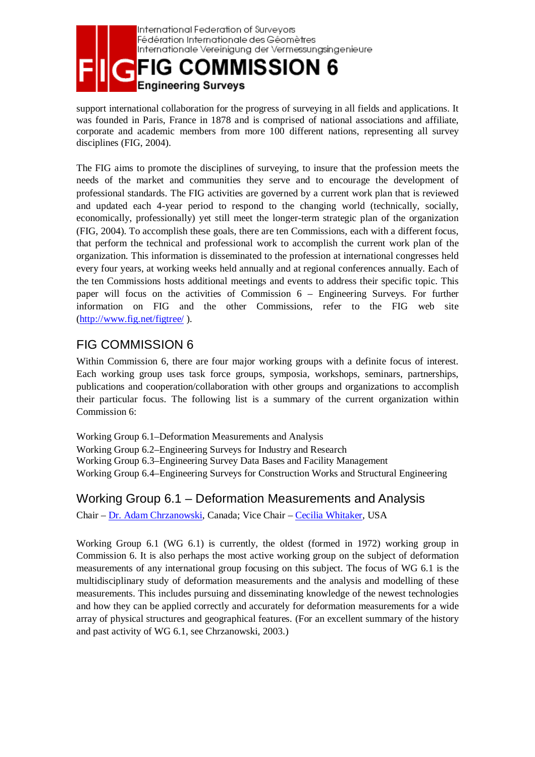support international collaboration for the progress of surveying in all fields and applications. It was founded in Paris, France in 1878 and is comprised of national associations and affiliate, corporate and academic members from more 100 different nations, representing all survey disciplines (FIG, 2004).

The FIG aims to promote the disciplines of surveying, to insure that the profession meets the needs of the market and communities they serve and to encourage the development of professional standards. The FIG activities are governed by a current work plan that is reviewed and updated each 4-year period to respond to the changing world (technically, socially, economically, professionally) yet still meet the longer-term strategic plan of the organization (FIG, 2004). To accomplish these goals, there are ten Commissions, each with a different focus, that perform the technical and professional work to accomplish the current work plan of the organization. This information is disseminated to the profession at international congresses held every four years, at working weeks held annually and at regional conferences annually. Each of the ten Commissions hosts additional meetings and events to address their specific topic. This paper will focus on the activities of Commission 6 – Engineering Surveys. For further information on FIG and the other Commissions, refer to the FIG web site (http://www.fig.net/figtree/ ).

## FIG COMMISSION 6

Within Commission 6, there are four major working groups with a definite focus of interest. Each working group uses task force groups, symposia, workshops, seminars, partnerships, publications and cooperation/collaboration with other groups and organizations to accomplish their particular focus. The following list is a summary of the current organization within Commission 6:

Working Group 6.1–Deformation Measurements and Analysis
Working Group 6.2–Engineering Surveys for Industry and Research
Working Group 6.3–Engineering Survey Data Bases and Facility Management
Working Group 6.4–Engineering Surveys for Construction Works and Structural Engineering

## Working Group 6.1 – Deformation Measurements and Analysis

Chair – Dr. Adam Chrzanowski, Canada; Vice Chair – Cecilia Whitaker, USA

Working Group 6.1 (WG 6.1) is currently, the oldest (formed in 1972) working group in Commission 6. It is also perhaps the most active working group on the subject of deformation measurements of any international group focusing on this subject. The focus of WG 6.1 is the multidisciplinary study of deformation measurements and the analysis and modelling of these measurements. This includes pursuing and disseminating knowledge of the newest technologies and how they can be applied correctly and accurately for deformation measurements for a wide array of physical structures and geographical features. (For an excellent summary of the history and past activity of WG 6.1, see Chrzanowski, 2003.)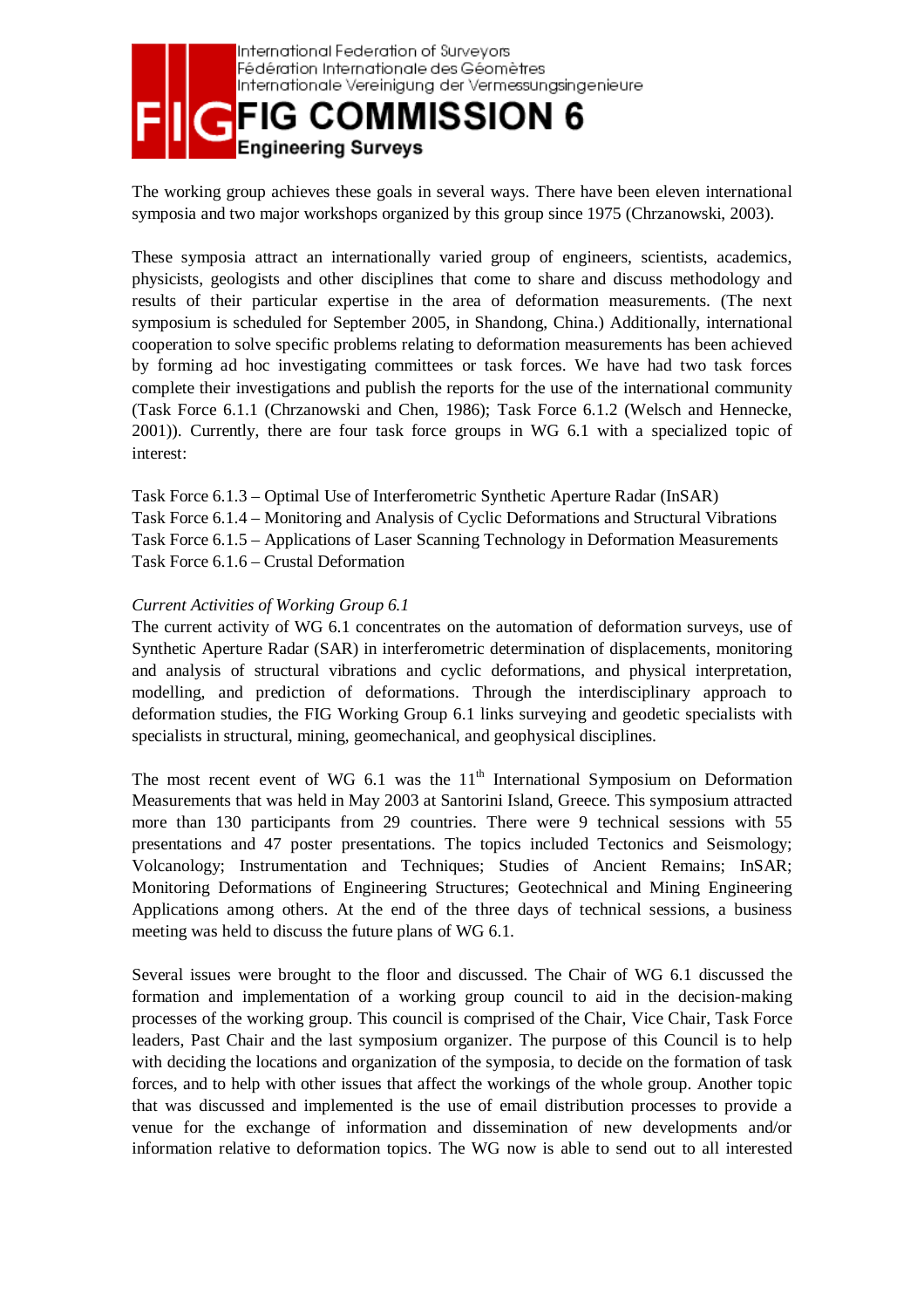The working group achieves these goals in several ways. There have been eleven international symposia and two major workshops organized by this group since 1975 (Chrzanowski, 2003).

These symposia attract an internationally varied group of engineers, scientists, academics, physicists, geologists and other disciplines that come to share and discuss methodology and results of their particular expertise in the area of deformation measurements. (The next symposium is scheduled for September 2005, in Shandong, China.) Additionally, international cooperation to solve specific problems relating to deformation measurements has been achieved by forming ad hoc investigating committees or task forces. We have had two task forces complete their investigations and publish the reports for the use of the international community (Task Force 6.1.1 (Chrzanowski and Chen, 1986); Task Force 6.1.2 (Welsch and Hennecke, 2001)). Currently, there are four task force groups in WG 6.1 with a specialized topic of interest:

Task Force 6.1.3 – Optimal Use of Interferometric Synthetic Aperture Radar (InSAR)
Task Force 6.1.4 – Monitoring and Analysis of Cyclic Deformations and Structural Vibrations
Task Force 6.1.5 – Applications of Laser Scanning Technology in Deformation Measurements
Task Force 6.1.6 – Crustal Deformation

*Current Activities of Working Group 6.1*

The current activity of WG 6.1 concentrates on the automation of deformation surveys, use of Synthetic Aperture Radar (SAR) in interferometric determination of displacements, monitoring and analysis of structural vibrations and cyclic deformations, and physical interpretation, modelling, and prediction of deformations. Through the interdisciplinary approach to deformation studies, the FIG Working Group 6.1 links surveying and geodetic specialists with specialists in structural, mining, geomechanical, and geophysical disciplines.

The most recent event of WG 6.1 was the 11th International Symposium on Deformation Measurements that was held in May 2003 at Santorini Island, Greece. This symposium attracted more than 130 participants from 29 countries. There were 9 technical sessions with 55 presentations and 47 poster presentations. The topics included Tectonics and Seismology; Volcanology; Instrumentation and Techniques; Studies of Ancient Remains; InSAR; Monitoring Deformations of Engineering Structures; Geotechnical and Mining Engineering Applications among others. At the end of the three days of technical sessions, a business meeting was held to discuss the future plans of WG 6.1.

Several issues were brought to the floor and discussed. The Chair of WG 6.1 discussed the formation and implementation of a working group council to aid in the decision-making processes of the working group. This council is comprised of the Chair, Vice Chair, Task Force leaders, Past Chair and the last symposium organizer. The purpose of this Council is to help with deciding the locations and organization of the symposia, to decide on the formation of task forces, and to help with other issues that affect the workings of the whole group. Another topic that was discussed and implemented is the use of email distribution processes to provide a venue for the exchange of information and dissemination of new developments and/or information relative to deformation topics. The WG now is able to send out to all interested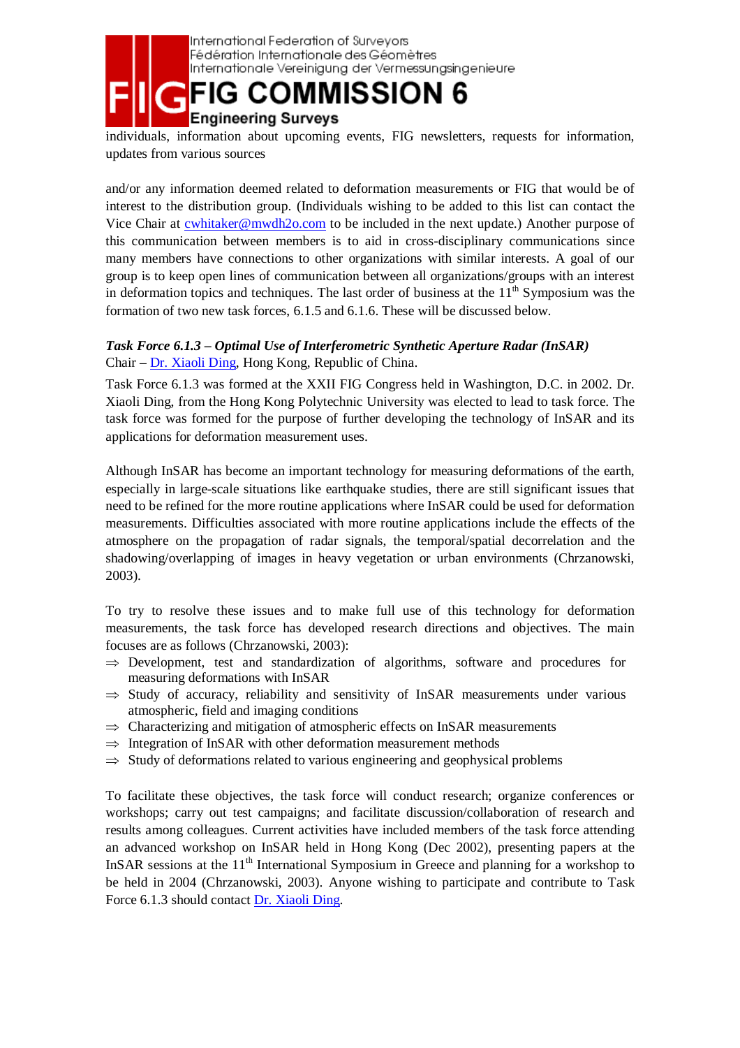individuals, information about upcoming events, FIG newsletters, requests for information, updates from various sources

and/or any information deemed related to deformation measurements or FIG that would be of interest to the distribution group. (Individuals wishing to be added to this list can contact the Vice Chair at cwhitaker@mwdh2o.com to be included in the next update.) Another purpose of this communication between members is to aid in cross-disciplinary communications since many members have connections to other organizations with similar interests. A goal of our group is to keep open lines of communication between all organizations/groups with an interest in deformation topics and techniques. The last order of business at the 11th Symposium was the formation of two new task forces, 6.1.5 and 6.1.6. These will be discussed below.

***Task Force 6.1.3 – Optimal Use of Interferometric Synthetic Aperture Radar (InSAR)***

Chair – Dr. Xiaoli Ding, Hong Kong, Republic of China.

Task Force 6.1.3 was formed at the XXII FIG Congress held in Washington, D.C. in 2002. Dr. Xiaoli Ding, from the Hong Kong Polytechnic University was elected to lead to task force. The task force was formed for the purpose of further developing the technology of InSAR and its applications for deformation measurement uses.

Although InSAR has become an important technology for measuring deformations of the earth, especially in large-scale situations like earthquake studies, there are still significant issues that need to be refined for the more routine applications where InSAR could be used for deformation measurements. Difficulties associated with more routine applications include the effects of the atmosphere on the propagation of radar signals, the temporal/spatial decorrelation and the shadowing/overlapping of images in heavy vegetation or urban environments (Chrzanowski, 2003).

To try to resolve these issues and to make full use of this technology for deformation measurements, the task force has developed research directions and objectives. The main focuses are as follows (Chrzanowski, 2003):

- ⇒ Development, test and standardization of algorithms, software and procedures for measuring deformations with InSAR
- ⇒ Study of accuracy, reliability and sensitivity of InSAR measurements under various atmospheric, field and imaging conditions
- ⇒ Characterizing and mitigation of atmospheric effects on InSAR measurements
- ⇒ Integration of InSAR with other deformation measurement methods
- ⇒ Study of deformations related to various engineering and geophysical problems

To facilitate these objectives, the task force will conduct research; organize conferences or workshops; carry out test campaigns; and facilitate discussion/collaboration of research and results among colleagues. Current activities have included members of the task force attending an advanced workshop on InSAR held in Hong Kong (Dec 2002), presenting papers at the InSAR sessions at the 11th International Symposium in Greece and planning for a workshop to be held in 2004 (Chrzanowski, 2003). Anyone wishing to participate and contribute to Task Force 6.1.3 should contact Dr. Xiaoli Ding.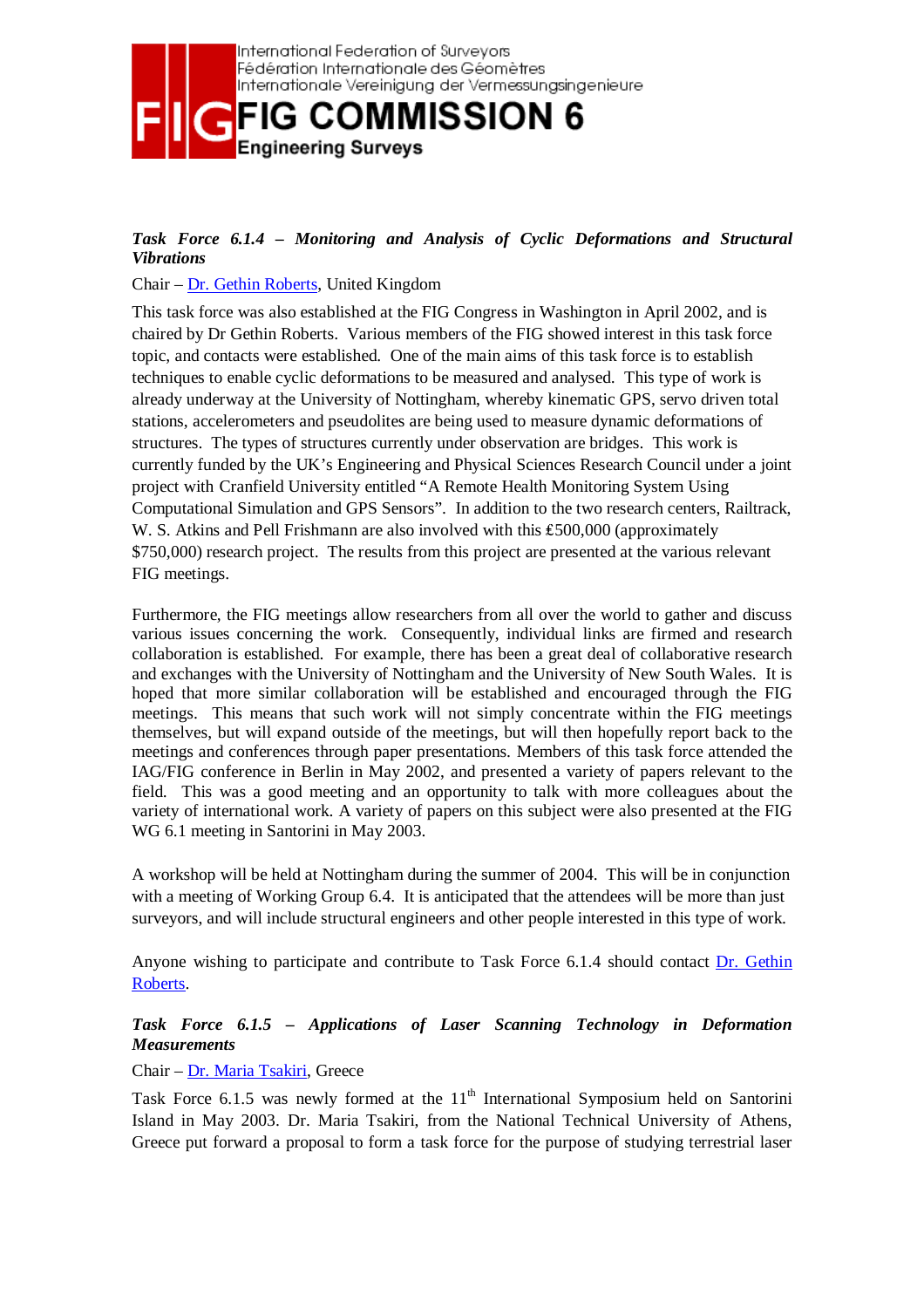### *Task Force 6.1.4 – Monitoring and Analysis of Cyclic Deformations and Structural Vibrations*

Chair – Dr. Gethin Roberts, United Kingdom

This task force was also established at the FIG Congress in Washington in April 2002, and is chaired by Dr Gethin Roberts. Various members of the FIG showed interest in this task force topic, and contacts were established. One of the main aims of this task force is to establish techniques to enable cyclic deformations to be measured and analysed. This type of work is already underway at the University of Nottingham, whereby kinematic GPS, servo driven total stations, accelerometers and pseudolites are being used to measure dynamic deformations of structures. The types of structures currently under observation are bridges. This work is currently funded by the UK's Engineering and Physical Sciences Research Council under a joint project with Cranfield University entitled "A Remote Health Monitoring System Using Computational Simulation and GPS Sensors". In addition to the two research centers, Railtrack, W. S. Atkins and Pell Frishmann are also involved with this £500,000 (approximately $750,000) research project. The results from this project are presented at the various relevant FIG meetings.

Furthermore, the FIG meetings allow researchers from all over the world to gather and discuss various issues concerning the work. Consequently, individual links are firmed and research collaboration is established. For example, there has been a great deal of collaborative research and exchanges with the University of Nottingham and the University of New South Wales. It is hoped that more similar collaboration will be established and encouraged through the FIG meetings. This means that such work will not simply concentrate within the FIG meetings themselves, but will expand outside of the meetings, but will then hopefully report back to the meetings and conferences through paper presentations. Members of this task force attended the IAG/FIG conference in Berlin in May 2002, and presented a variety of papers relevant to the field. This was a good meeting and an opportunity to talk with more colleagues about the variety of international work. A variety of papers on this subject were also presented at the FIG WG 6.1 meeting in Santorini in May 2003.

A workshop will be held at Nottingham during the summer of 2004. This will be in conjunction with a meeting of Working Group 6.4. It is anticipated that the attendees will be more than just surveyors, and will include structural engineers and other people interested in this type of work.

Anyone wishing to participate and contribute to Task Force 6.1.4 should contact Dr. Gethin Roberts.

### *Task Force 6.1.5 – Applications of Laser Scanning Technology in Deformation Measurements*

Chair – Dr. Maria Tsakiri, Greece

Task Force 6.1.5 was newly formed at the 11th International Symposium held on Santorini Island in May 2003. Dr. Maria Tsakiri, from the National Technical University of Athens, Greece put forward a proposal to form a task force for the purpose of studying terrestrial laser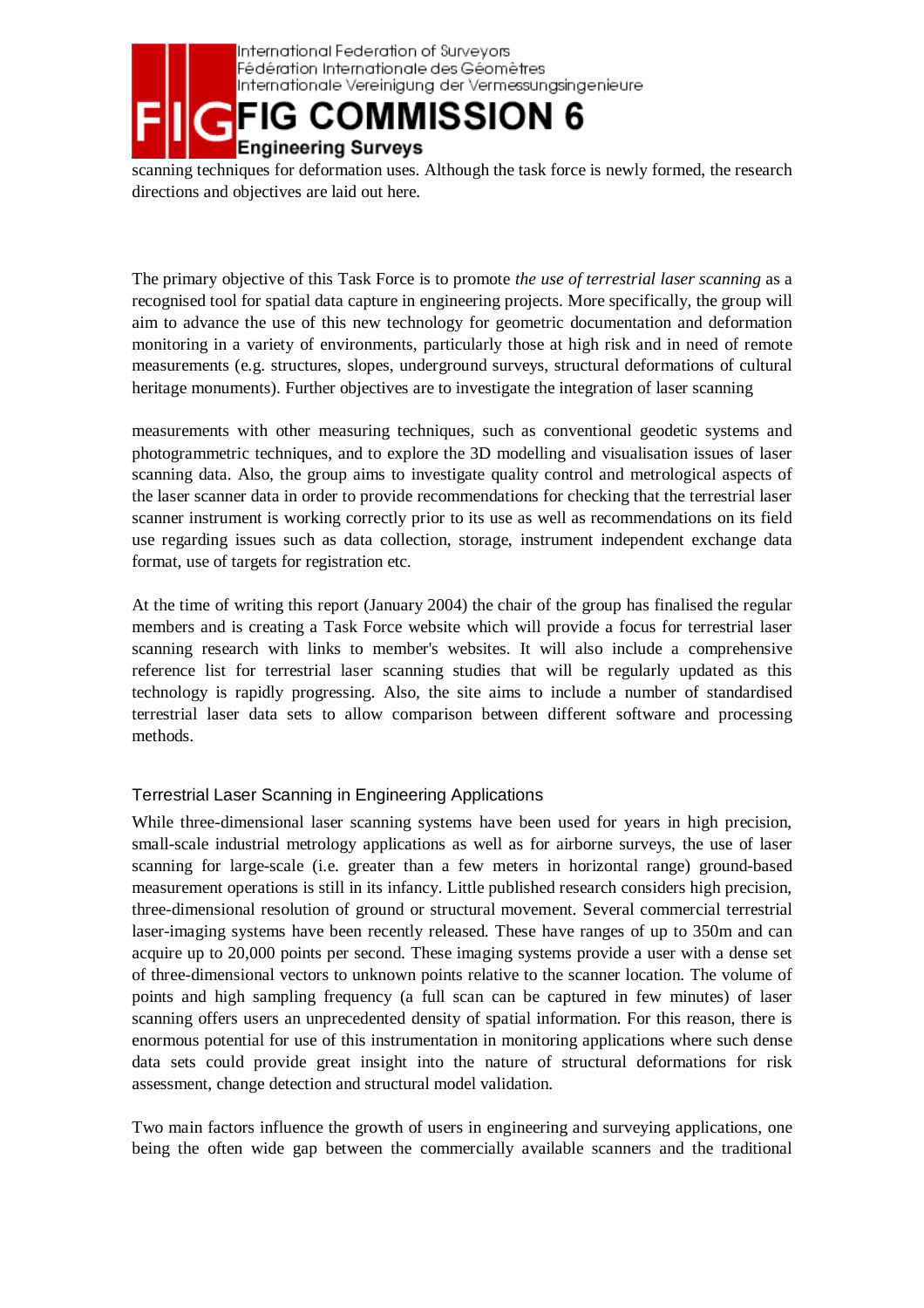scanning techniques for deformation uses. Although the task force is newly formed, the research directions and objectives are laid out here.

The primary objective of this Task Force is to promote *the use of terrestrial laser scanning* as a recognised tool for spatial data capture in engineering projects. More specifically, the group will aim to advance the use of this new technology for geometric documentation and deformation monitoring in a variety of environments, particularly those at high risk and in need of remote measurements (e.g. structures, slopes, underground surveys, structural deformations of cultural heritage monuments). Further objectives are to investigate the integration of laser scanning

measurements with other measuring techniques, such as conventional geodetic systems and photogrammetric techniques, and to explore the 3D modelling and visualisation issues of laser scanning data. Also, the group aims to investigate quality control and metrological aspects of the laser scanner data in order to provide recommendations for checking that the terrestrial laser scanner instrument is working correctly prior to its use as well as recommendations on its field use regarding issues such as data collection, storage, instrument independent exchange data format, use of targets for registration etc.

At the time of writing this report (January 2004) the chair of the group has finalised the regular members and is creating a Task Force website which will provide a focus for terrestrial laser scanning research with links to member's websites. It will also include a comprehensive reference list for terrestrial laser scanning studies that will be regularly updated as this technology is rapidly progressing. Also, the site aims to include a number of standardised terrestrial laser data sets to allow comparison between different software and processing methods.

### Terrestrial Laser Scanning in Engineering Applications

While three-dimensional laser scanning systems have been used for years in high precision, small-scale industrial metrology applications as well as for airborne surveys, the use of laser scanning for large-scale (i.e. greater than a few meters in horizontal range) ground-based measurement operations is still in its infancy. Little published research considers high precision, three-dimensional resolution of ground or structural movement. Several commercial terrestrial laser-imaging systems have been recently released. These have ranges of up to 350m and can acquire up to 20,000 points per second. These imaging systems provide a user with a dense set of three-dimensional vectors to unknown points relative to the scanner location. The volume of points and high sampling frequency (a full scan can be captured in few minutes) of laser scanning offers users an unprecedented density of spatial information. For this reason, there is enormous potential for use of this instrumentation in monitoring applications where such dense data sets could provide great insight into the nature of structural deformations for risk assessment, change detection and structural model validation.

Two main factors influence the growth of users in engineering and surveying applications, one being the often wide gap between the commercially available scanners and the traditional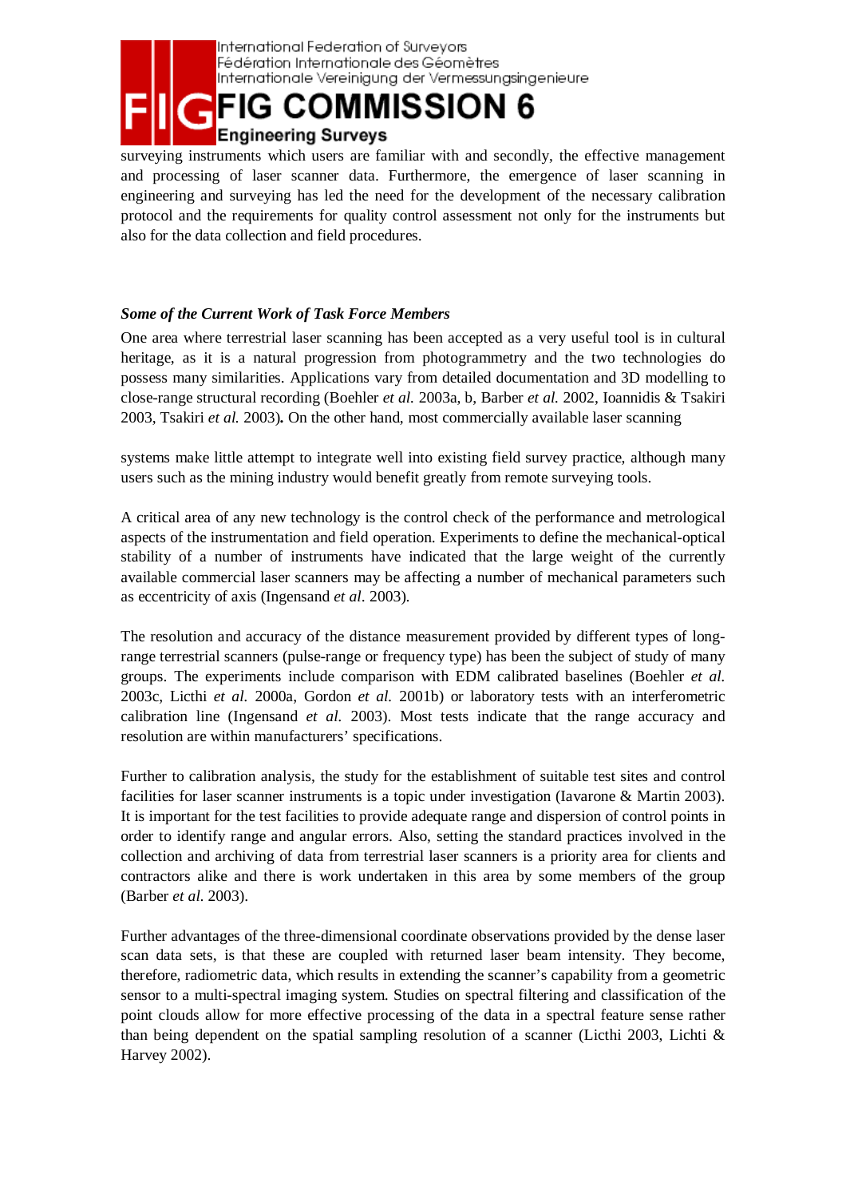surveying instruments which users are familiar with and secondly, the effective management and processing of laser scanner data. Furthermore, the emergence of laser scanning in engineering and surveying has led the need for the development of the necessary calibration protocol and the requirements for quality control assessment not only for the instruments but also for the data collection and field procedures.

### *Some of the Current Work of Task Force Members*

One area where terrestrial laser scanning has been accepted as a very useful tool is in cultural heritage, as it is a natural progression from photogrammetry and the two technologies do possess many similarities. Applications vary from detailed documentation and 3D modelling to close-range structural recording (Boehler *et al.* 2003a, b, Barber *et al.* 2002, Ioannidis & Tsakiri 2003, Tsakiri *et al.* 2003)**.** On the other hand, most commercially available laser scanning systems make little attempt to integrate well into existing field survey practice, although many users such as the mining industry would benefit greatly from remote surveying tools.

A critical area of any new technology is the control check of the performance and metrological aspects of the instrumentation and field operation. Experiments to define the mechanical-optical stability of a number of instruments have indicated that the large weight of the currently available commercial laser scanners may be affecting a number of mechanical parameters such as eccentricity of axis (Ingensand *et al*. 2003).

The resolution and accuracy of the distance measurement provided by different types of long-range terrestrial scanners (pulse-range or frequency type) has been the subject of study of many groups. The experiments include comparison with EDM calibrated baselines (Boehler *et al.* 2003c, Licthi *et al.* 2000a, Gordon *et al.* 2001b) or laboratory tests with an interferometric calibration line (Ingensand *et al.* 2003). Most tests indicate that the range accuracy and resolution are within manufacturers' specifications.

Further to calibration analysis, the study for the establishment of suitable test sites and control facilities for laser scanner instruments is a topic under investigation (Iavarone & Martin 2003). It is important for the test facilities to provide adequate range and dispersion of control points in order to identify range and angular errors. Also, setting the standard practices involved in the collection and archiving of data from terrestrial laser scanners is a priority area for clients and contractors alike and there is work undertaken in this area by some members of the group (Barber *et al.* 2003).

Further advantages of the three-dimensional coordinate observations provided by the dense laser scan data sets, is that these are coupled with returned laser beam intensity. They become, therefore, radiometric data, which results in extending the scanner's capability from a geometric sensor to a multi-spectral imaging system. Studies on spectral filtering and classification of the point clouds allow for more effective processing of the data in a spectral feature sense rather than being dependent on the spatial sampling resolution of a scanner (Licthi 2003, Lichti & Harvey 2002).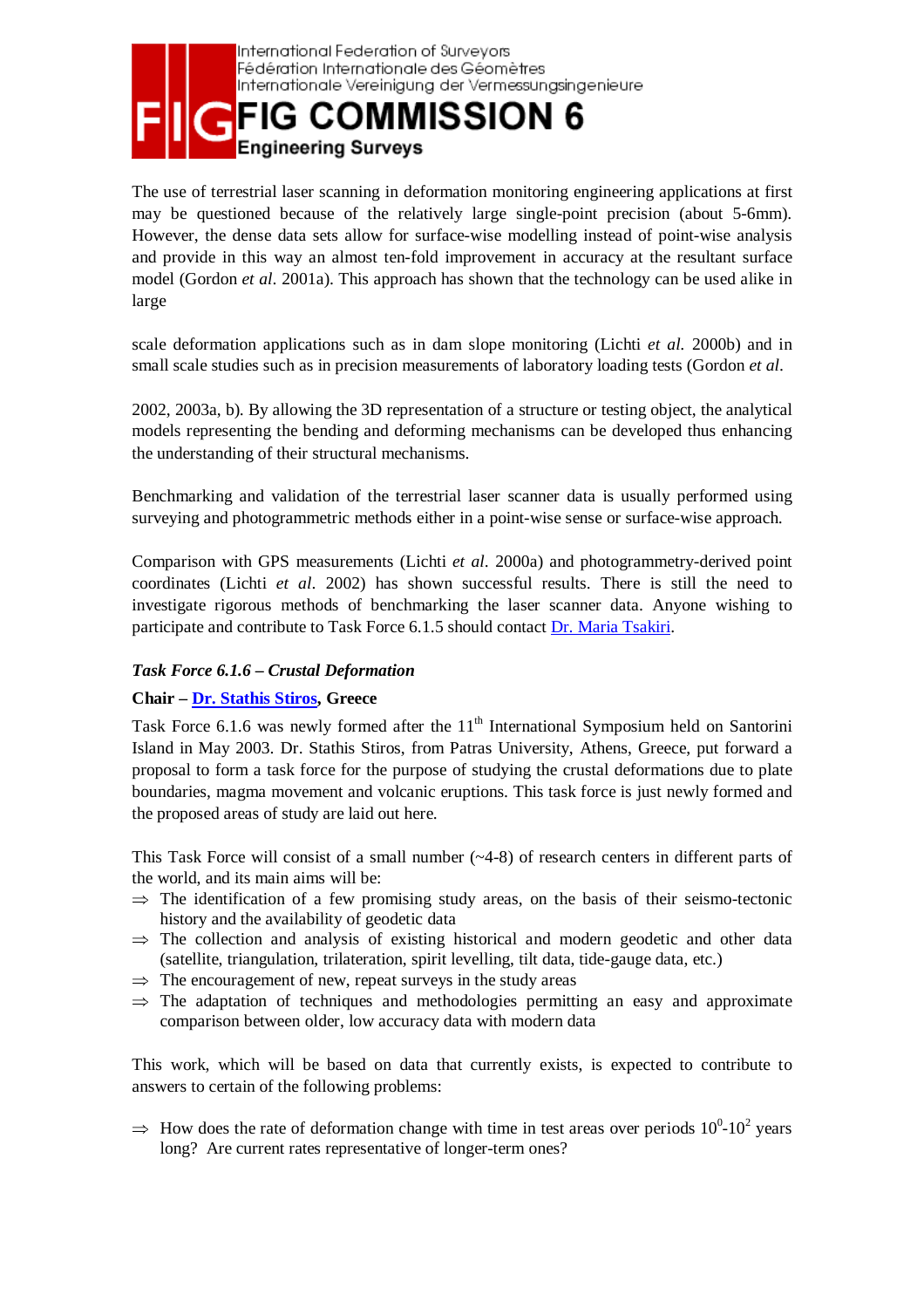The use of terrestrial laser scanning in deformation monitoring engineering applications at first may be questioned because of the relatively large single-point precision (about 5-6mm). However, the dense data sets allow for surface-wise modelling instead of point-wise analysis and provide in this way an almost ten-fold improvement in accuracy at the resultant surface model (Gordon *et al*. 2001a). This approach has shown that the technology can be used alike in large

scale deformation applications such as in dam slope monitoring (Lichti *et al.* 2000b) and in small scale studies such as in precision measurements of laboratory loading tests (Gordon *et al*.

2002, 2003a, b). By allowing the 3D representation of a structure or testing object, the analytical models representing the bending and deforming mechanisms can be developed thus enhancing the understanding of their structural mechanisms.

Benchmarking and validation of the terrestrial laser scanner data is usually performed using surveying and photogrammetric methods either in a point-wise sense or surface-wise approach.

Comparison with GPS measurements (Lichti *et al*. 2000a) and photogrammetry-derived point coordinates (Lichti *et al*. 2002) has shown successful results. There is still the need to investigate rigorous methods of benchmarking the laser scanner data. Anyone wishing to participate and contribute to Task Force 6.1.5 should contact Dr. Maria Tsakiri.

### *Task Force 6.1.6 – Crustal Deformation*

**Chair – Dr. Stathis Stiros, Greece**

Task Force 6.1.6 was newly formed after the 11th International Symposium held on Santorini Island in May 2003. Dr. Stathis Stiros, from Patras University, Athens, Greece, put forward a proposal to form a task force for the purpose of studying the crustal deformations due to plate boundaries, magma movement and volcanic eruptions. This task force is just newly formed and the proposed areas of study are laid out here.

This Task Force will consist of a small number (~4-8) of research centers in different parts of the world, and its main aims will be:

- ⇒ The identification of a few promising study areas, on the basis of their seismo-tectonic history and the availability of geodetic data
- ⇒ The collection and analysis of existing historical and modern geodetic and other data (satellite, triangulation, trilateration, spirit levelling, tilt data, tide-gauge data, etc.)
- ⇒ The encouragement of new, repeat surveys in the study areas
- ⇒ The adaptation of techniques and methodologies permitting an easy and approximate comparison between older, low accuracy data with modern data

This work, which will be based on data that currently exists, is expected to contribute to answers to certain of the following problems:

- ⇒ How does the rate of deformation change with time in test areas over periods $10^0$-$10^2$ years long? Are current rates representative of longer-term ones?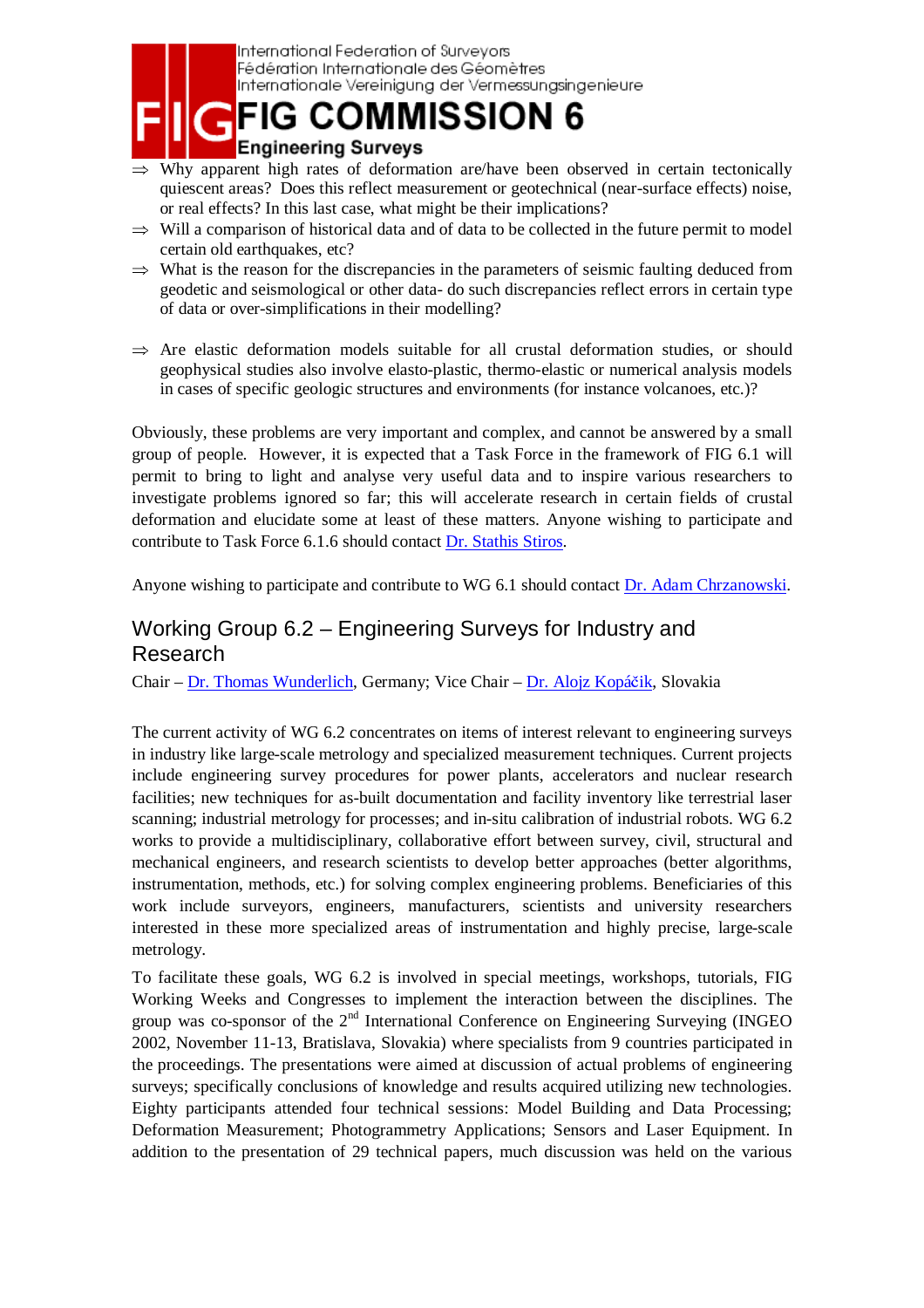⇒ Why apparent high rates of deformation are/have been observed in certain tectonically quiescent areas? Does this reflect measurement or geotechnical (near-surface effects) noise, or real effects? In this last case, what might be their implications?

⇒ Will a comparison of historical data and of data to be collected in the future permit to model certain old earthquakes, etc?

⇒ What is the reason for the discrepancies in the parameters of seismic faulting deduced from geodetic and seismological or other data- do such discrepancies reflect errors in certain type of data or over-simplifications in their modelling?

⇒ Are elastic deformation models suitable for all crustal deformation studies, or should geophysical studies also involve elasto-plastic, thermo-elastic or numerical analysis models in cases of specific geologic structures and environments (for instance volcanoes, etc.)?

Obviously, these problems are very important and complex, and cannot be answered by a small group of people. However, it is expected that a Task Force in the framework of FIG 6.1 will permit to bring to light and analyse very useful data and to inspire various researchers to investigate problems ignored so far; this will accelerate research in certain fields of crustal deformation and elucidate some at least of these matters. Anyone wishing to participate and contribute to Task Force 6.1.6 should contact Dr. Stathis Stiros.

Anyone wishing to participate and contribute to WG 6.1 should contact Dr. Adam Chrzanowski.

## Working Group 6.2 – Engineering Surveys for Industry and Research

Chair – Dr. Thomas Wunderlich, Germany; Vice Chair – Dr. Alojz Kopáčik, Slovakia

The current activity of WG 6.2 concentrates on items of interest relevant to engineering surveys in industry like large-scale metrology and specialized measurement techniques. Current projects include engineering survey procedures for power plants, accelerators and nuclear research facilities; new techniques for as-built documentation and facility inventory like terrestrial laser scanning; industrial metrology for processes; and in-situ calibration of industrial robots. WG 6.2 works to provide a multidisciplinary, collaborative effort between survey, civil, structural and mechanical engineers, and research scientists to develop better approaches (better algorithms, instrumentation, methods, etc.) for solving complex engineering problems. Beneficiaries of this work include surveyors, engineers, manufacturers, scientists and university researchers interested in these more specialized areas of instrumentation and highly precise, large-scale metrology.

To facilitate these goals, WG 6.2 is involved in special meetings, workshops, tutorials, FIG Working Weeks and Congresses to implement the interaction between the disciplines. The group was co-sponsor of the 2nd International Conference on Engineering Surveying (INGEO 2002, November 11-13, Bratislava, Slovakia) where specialists from 9 countries participated in the proceedings. The presentations were aimed at discussion of actual problems of engineering surveys; specifically conclusions of knowledge and results acquired utilizing new technologies. Eighty participants attended four technical sessions: Model Building and Data Processing; Deformation Measurement; Photogrammetry Applications; Sensors and Laser Equipment. In addition to the presentation of 29 technical papers, much discussion was held on the various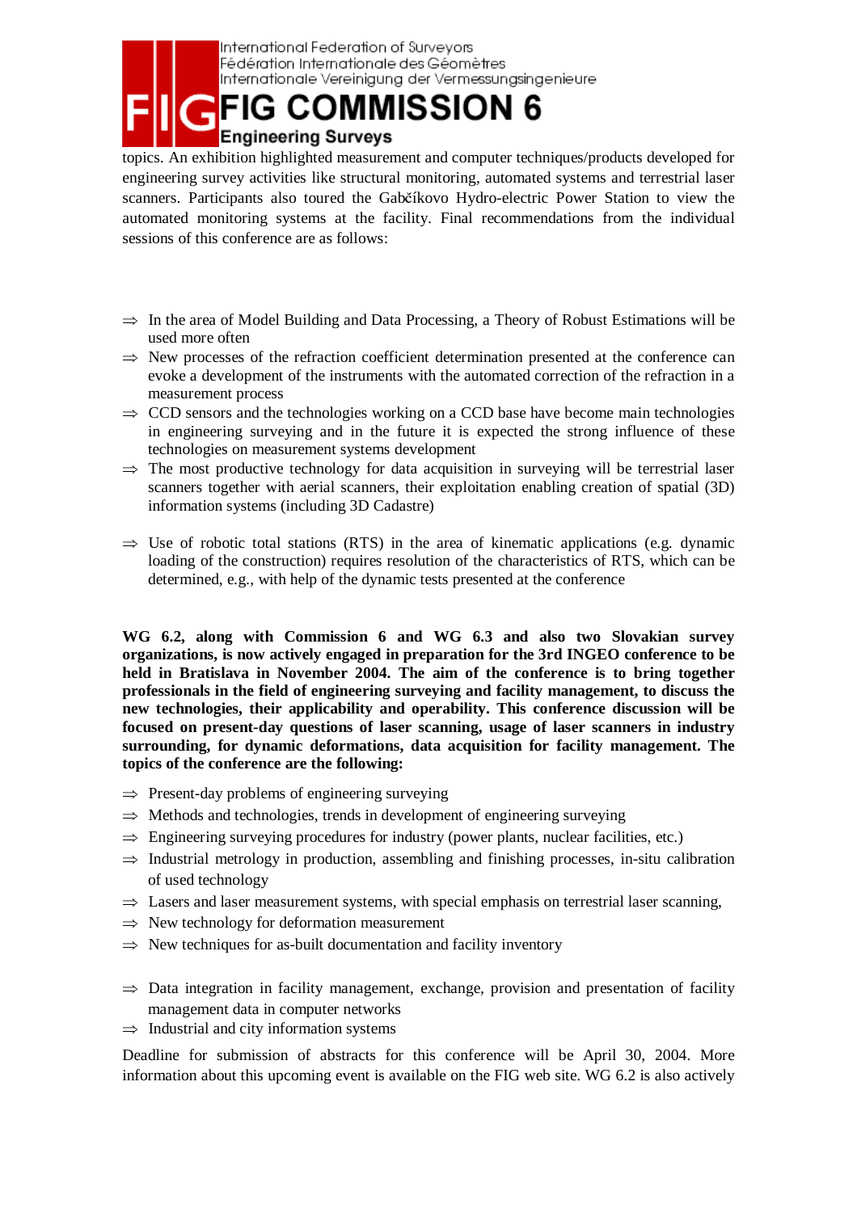topics. An exhibition highlighted measurement and computer techniques/products developed for engineering survey activities like structural monitoring, automated systems and terrestrial laser scanners. Participants also toured the Gabčíkovo Hydro-electric Power Station to view the automated monitoring systems at the facility. Final recommendations from the individual sessions of this conference are as follows:

- ⇒ In the area of Model Building and Data Processing, a Theory of Robust Estimations will be used more often
- ⇒ New processes of the refraction coefficient determination presented at the conference can evoke a development of the instruments with the automated correction of the refraction in a measurement process
- ⇒ CCD sensors and the technologies working on a CCD base have become main technologies in engineering surveying and in the future it is expected the strong influence of these technologies on measurement systems development
- ⇒ The most productive technology for data acquisition in surveying will be terrestrial laser scanners together with aerial scanners, their exploitation enabling creation of spatial (3D) information systems (including 3D Cadastre)
- ⇒ Use of robotic total stations (RTS) in the area of kinematic applications (e.g. dynamic loading of the construction) requires resolution of the characteristics of RTS, which can be determined, e.g., with help of the dynamic tests presented at the conference

**WG 6.2, along with Commission 6 and WG 6.3 and also two Slovakian survey organizations, is now actively engaged in preparation for the 3rd INGEO conference to be held in Bratislava in November 2004. The aim of the conference is to bring together professionals in the field of engineering surveying and facility management, to discuss the new technologies, their applicability and operability. This conference discussion will be focused on present-day questions of laser scanning, usage of laser scanners in industry surrounding, for dynamic deformations, data acquisition for facility management. The topics of the conference are the following:**

- ⇒ Present-day problems of engineering surveying
- ⇒ Methods and technologies, trends in development of engineering surveying
- ⇒ Engineering surveying procedures for industry (power plants, nuclear facilities, etc.)
- ⇒ Industrial metrology in production, assembling and finishing processes, in-situ calibration of used technology
- ⇒ Lasers and laser measurement systems, with special emphasis on terrestrial laser scanning,
- ⇒ New technology for deformation measurement
- ⇒ New techniques for as-built documentation and facility inventory
- ⇒ Data integration in facility management, exchange, provision and presentation of facility management data in computer networks
- ⇒ Industrial and city information systems

Deadline for submission of abstracts for this conference will be April 30, 2004. More information about this upcoming event is available on the FIG web site. WG 6.2 is also actively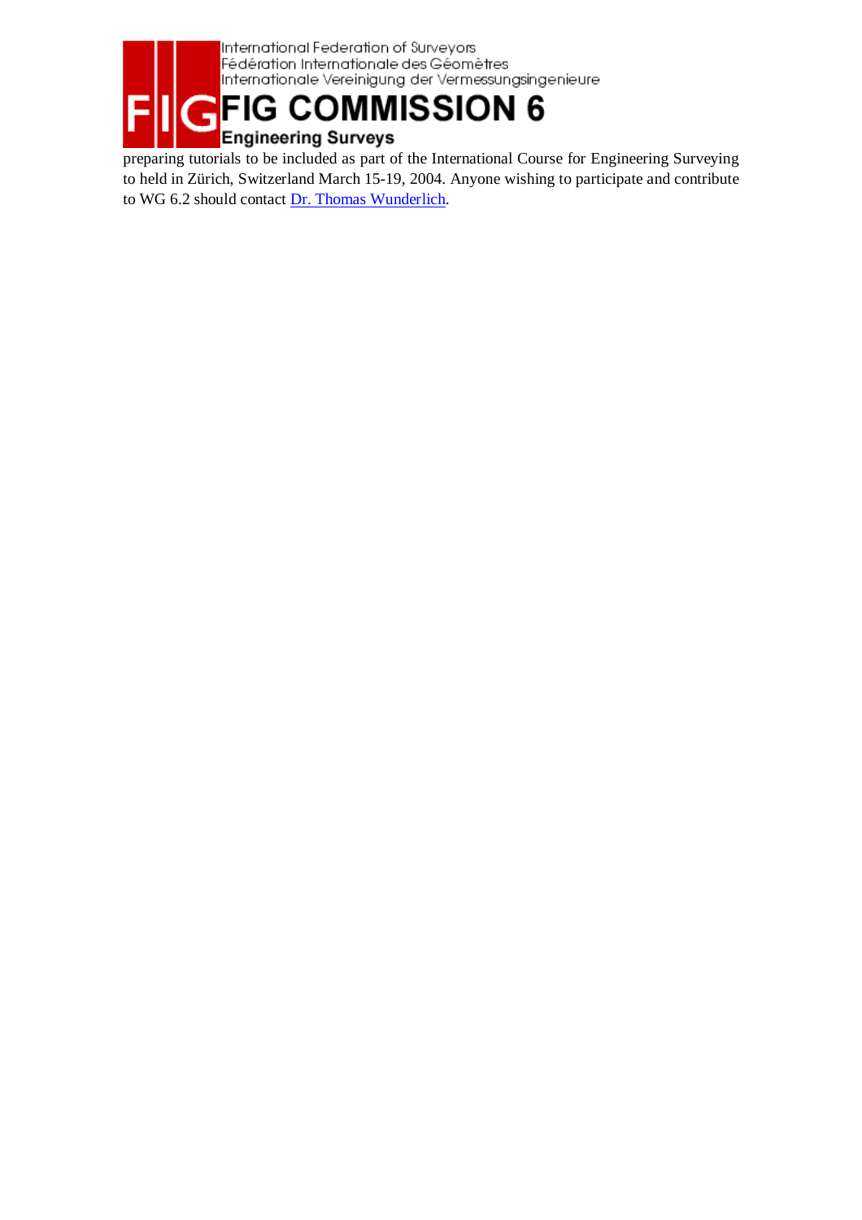preparing tutorials to be included as part of the International Course for Engineering Surveying to held in Zürich, Switzerland March 15-19, 2004. Anyone wishing to participate and contribute to WG 6.2 should contact Dr. Thomas Wunderlich.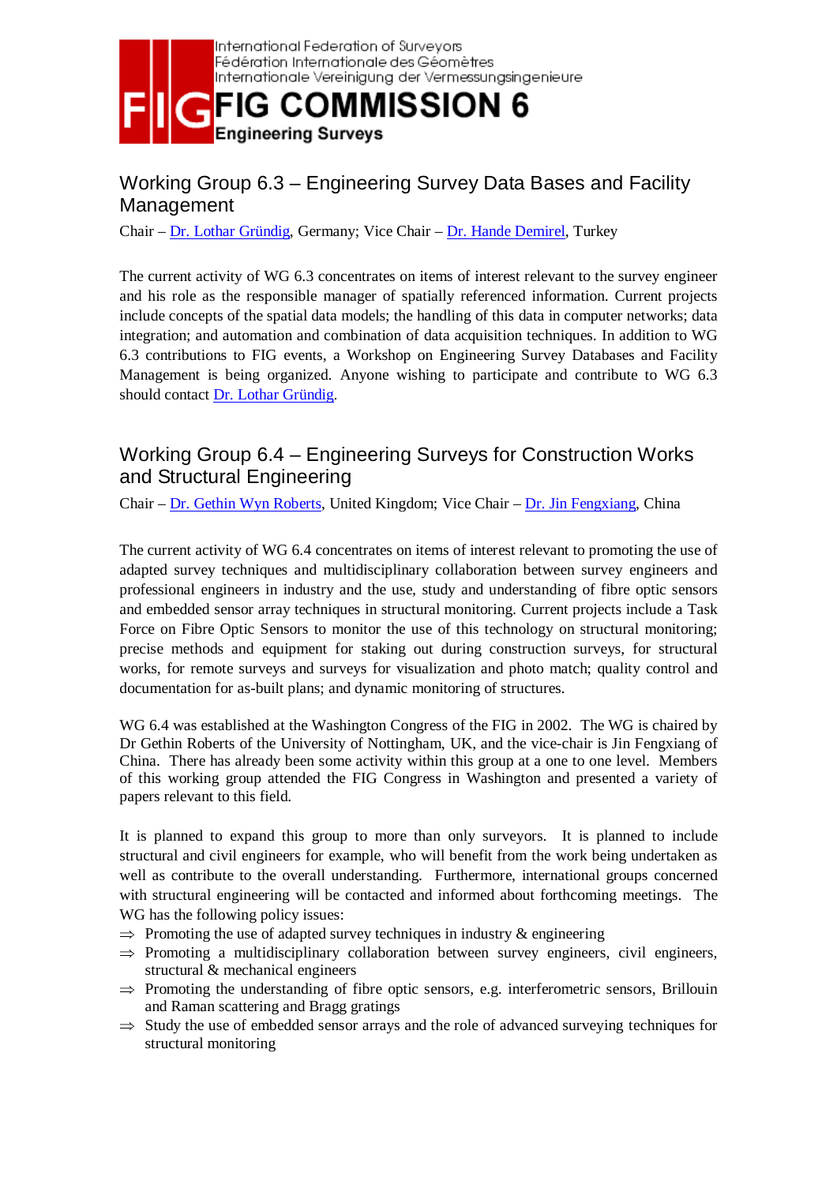International Federation of Surveyors
Fédération Internationale des Géomètres
Internationale Vereinigung der Vermessungsingenieure

# FIG COMMISSION 6

**Engineering Surveys**

## Working Group 6.3 – Engineering Survey Data Bases and Facility Management

Chair – Dr. Lothar Gründig, Germany; Vice Chair – Dr. Hande Demirel, Turkey

The current activity of WG 6.3 concentrates on items of interest relevant to the survey engineer and his role as the responsible manager of spatially referenced information. Current projects include concepts of the spatial data models; the handling of this data in computer networks; data integration; and automation and combination of data acquisition techniques. In addition to WG 6.3 contributions to FIG events, a Workshop on Engineering Survey Databases and Facility Management is being organized. Anyone wishing to participate and contribute to WG 6.3 should contact Dr. Lothar Gründig.

## Working Group 6.4 – Engineering Surveys for Construction Works and Structural Engineering

Chair – Dr. Gethin Wyn Roberts, United Kingdom; Vice Chair – Dr. Jin Fengxiang, China

The current activity of WG 6.4 concentrates on items of interest relevant to promoting the use of adapted survey techniques and multidisciplinary collaboration between survey engineers and professional engineers in industry and the use, study and understanding of fibre optic sensors and embedded sensor array techniques in structural monitoring. Current projects include a Task Force on Fibre Optic Sensors to monitor the use of this technology on structural monitoring; precise methods and equipment for staking out during construction surveys, for structural works, for remote surveys and surveys for visualization and photo match; quality control and documentation for as-built plans; and dynamic monitoring of structures.

WG 6.4 was established at the Washington Congress of the FIG in 2002. The WG is chaired by Dr Gethin Roberts of the University of Nottingham, UK, and the vice-chair is Jin Fengxiang of China. There has already been some activity within this group at a one to one level. Members of this working group attended the FIG Congress in Washington and presented a variety of papers relevant to this field.

It is planned to expand this group to more than only surveyors. It is planned to include structural and civil engineers for example, who will benefit from the work being undertaken as well as contribute to the overall understanding. Furthermore, international groups concerned with structural engineering will be contacted and informed about forthcoming meetings. The WG has the following policy issues:

⇒ Promoting the use of adapted survey techniques in industry & engineering
⇒ Promoting a multidisciplinary collaboration between survey engineers, civil engineers, structural & mechanical engineers
⇒ Promoting the understanding of fibre optic sensors, e.g. interferometric sensors, Brillouin and Raman scattering and Bragg gratings
⇒ Study the use of embedded sensor arrays and the role of advanced surveying techniques for structural monitoring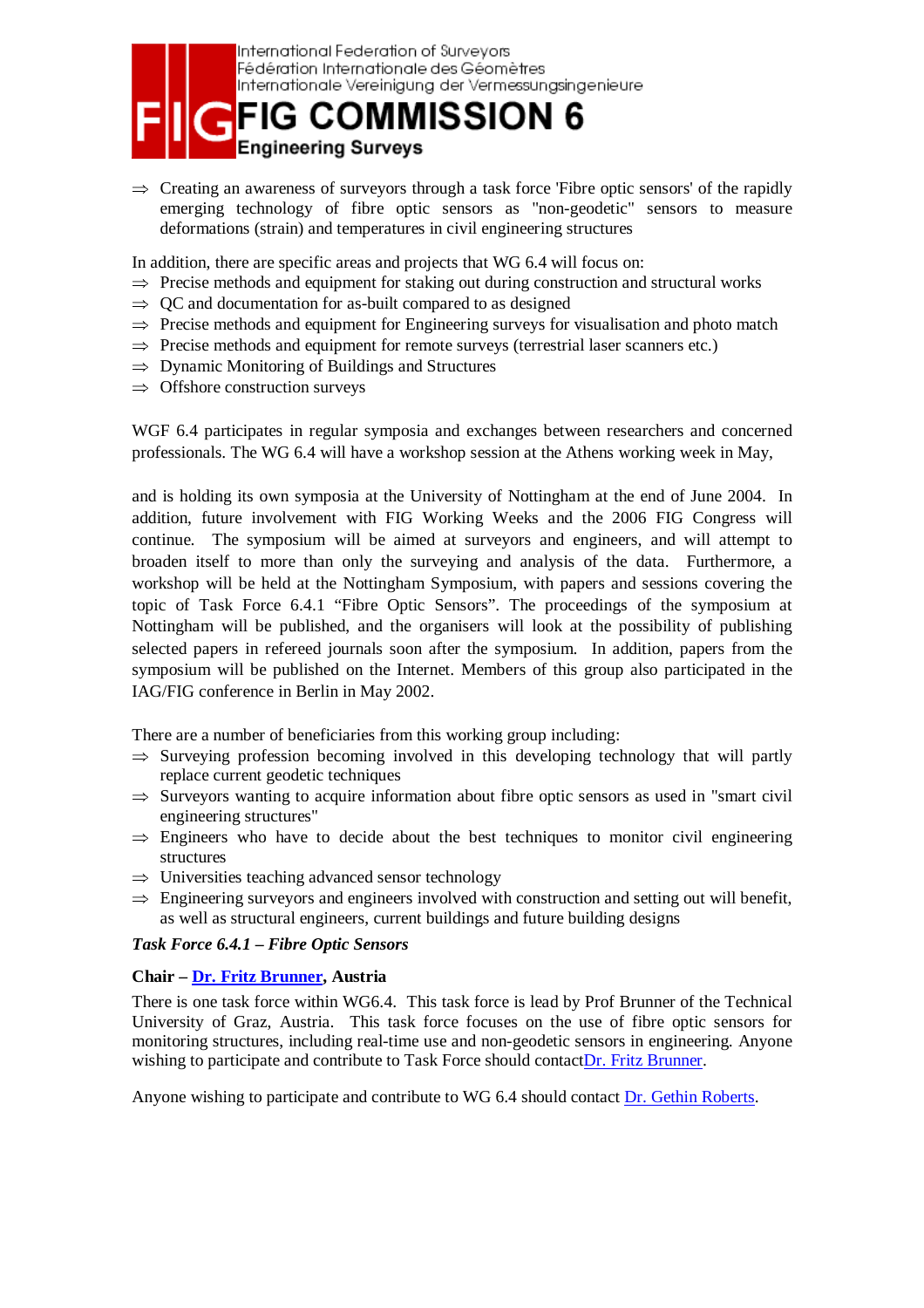⇒ Creating an awareness of surveyors through a task force 'Fibre optic sensors' of the rapidly emerging technology of fibre optic sensors as "non-geodetic" sensors to measure deformations (strain) and temperatures in civil engineering structures

In addition, there are specific areas and projects that WG 6.4 will focus on:

⇒ Precise methods and equipment for staking out during construction and structural works
⇒ QC and documentation for as-built compared to as designed
⇒ Precise methods and equipment for Engineering surveys for visualisation and photo match
⇒ Precise methods and equipment for remote surveys (terrestrial laser scanners etc.)
⇒ Dynamic Monitoring of Buildings and Structures
⇒ Offshore construction surveys

WGF 6.4 participates in regular symposia and exchanges between researchers and concerned professionals. The WG 6.4 will have a workshop session at the Athens working week in May,

and is holding its own symposia at the University of Nottingham at the end of June 2004. In addition, future involvement with FIG Working Weeks and the 2006 FIG Congress will continue. The symposium will be aimed at surveyors and engineers, and will attempt to broaden itself to more than only the surveying and analysis of the data. Furthermore, a workshop will be held at the Nottingham Symposium, with papers and sessions covering the topic of Task Force 6.4.1 "Fibre Optic Sensors". The proceedings of the symposium at Nottingham will be published, and the organisers will look at the possibility of publishing selected papers in refereed journals soon after the symposium. In addition, papers from the symposium will be published on the Internet. Members of this group also participated in the IAG/FIG conference in Berlin in May 2002.

There are a number of beneficiaries from this working group including:

⇒ Surveying profession becoming involved in this developing technology that will partly replace current geodetic techniques
⇒ Surveyors wanting to acquire information about fibre optic sensors as used in "smart civil engineering structures"
⇒ Engineers who have to decide about the best techniques to monitor civil engineering structures
⇒ Universities teaching advanced sensor technology
⇒ Engineering surveyors and engineers involved with construction and setting out will benefit, as well as structural engineers, current buildings and future building designs

***Task Force 6.4.1 – Fibre Optic Sensors***

**Chair – Dr. Fritz Brunner, Austria**

There is one task force within WG6.4. This task force is lead by Prof Brunner of the Technical University of Graz, Austria. This task force focuses on the use of fibre optic sensors for monitoring structures, including real-time use and non-geodetic sensors in engineering. Anyone wishing to participate and contribute to Task Force should contactDr. Fritz Brunner.

Anyone wishing to participate and contribute to WG 6.4 should contact Dr. Gethin Roberts.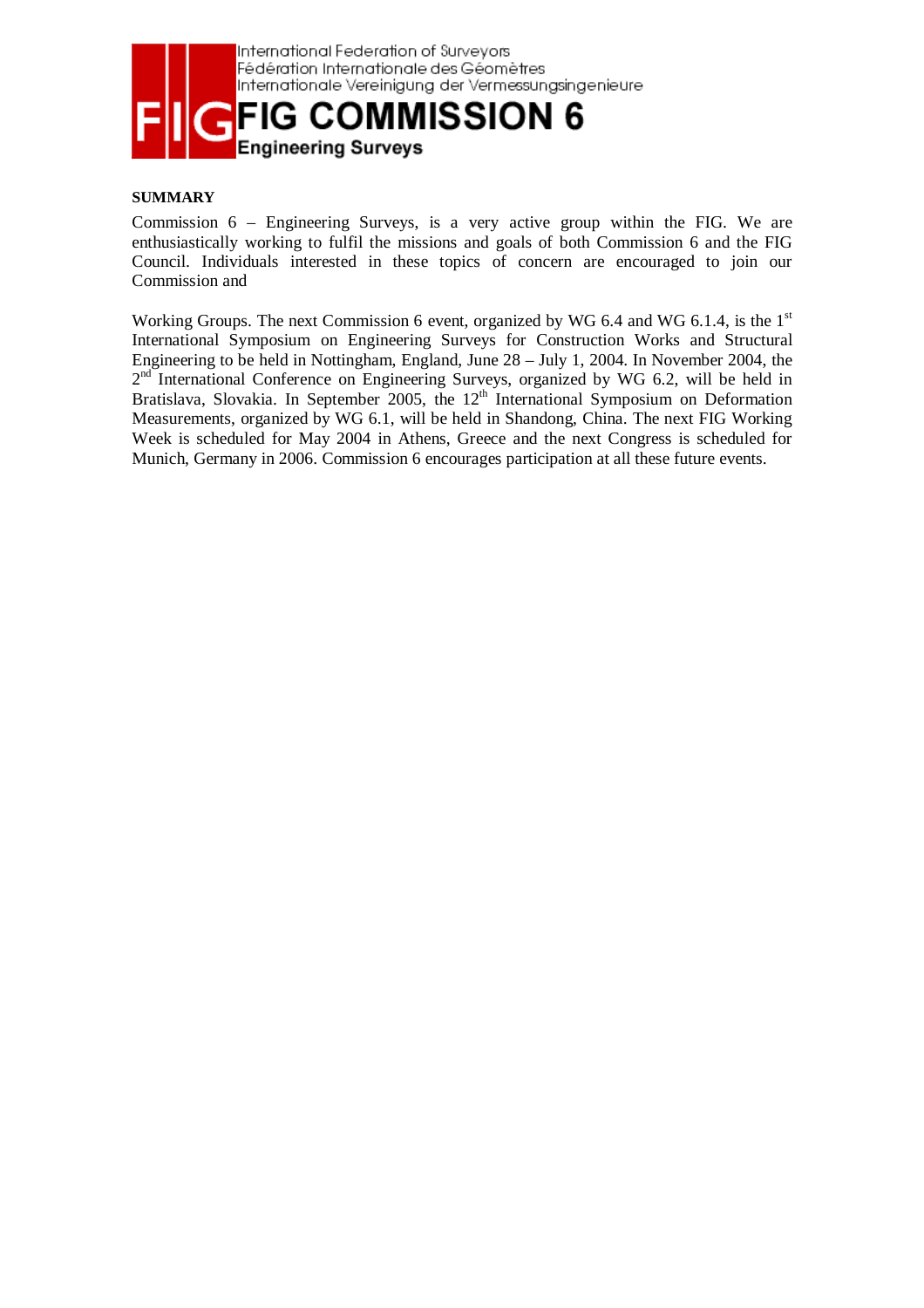International Federation of Surveyors
Fédération Internationale des Géomètres
Internationale Vereinigung der Vermessungsingenieure

# FIG COMMISSION 6

**Engineering Surveys**

**SUMMARY**

Commission 6 – Engineering Surveys, is a very active group within the FIG. We are enthusiastically working to fulfil the missions and goals of both Commission 6 and the FIG Council. Individuals interested in these topics of concern are encouraged to join our Commission and

Working Groups. The next Commission 6 event, organized by WG 6.4 and WG 6.1.4, is the 1st International Symposium on Engineering Surveys for Construction Works and Structural Engineering to be held in Nottingham, England, June 28 – July 1, 2004. In November 2004, the 2nd International Conference on Engineering Surveys, organized by WG 6.2, will be held in Bratislava, Slovakia. In September 2005, the 12th International Symposium on Deformation Measurements, organized by WG 6.1, will be held in Shandong, China. The next FIG Working Week is scheduled for May 2004 in Athens, Greece and the next Congress is scheduled for Munich, Germany in 2006. Commission 6 encourages participation at all these future events.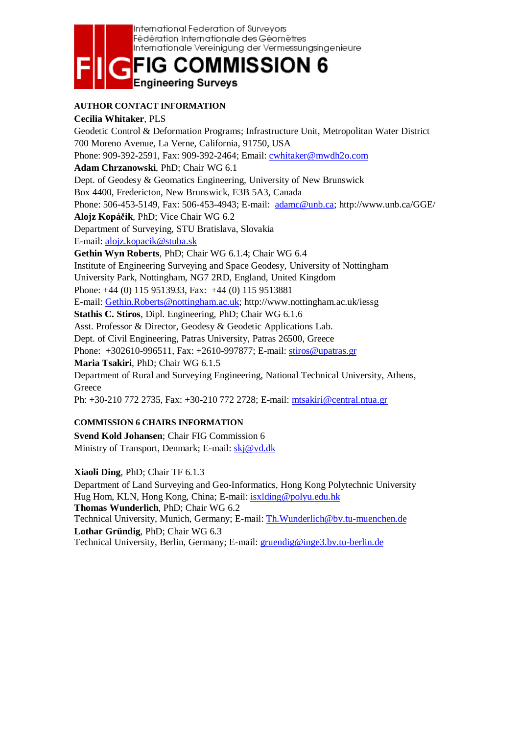International Federation of Surveyors
Fédération Internationale des Géomètres
Internationale Vereinigung der Vermessungsingenieure

# FIG COMMISSION 6

**Engineering Surveys**

## AUTHOR CONTACT INFORMATION

**Cecilia Whitaker**, PLS
Geodetic Control & Deformation Programs; Infrastructure Unit, Metropolitan Water District
700 Moreno Avenue, La Verne, California, 91750, USA
Phone: 909-392-2591, Fax: 909-392-2464; Email: cwhitaker@mwdh2o.com

**Adam Chrzanowski**, PhD; Chair WG 6.1
Dept. of Geodesy & Geomatics Engineering, University of New Brunswick
Box 4400, Fredericton, New Brunswick, E3B 5A3, Canada
Phone: 506-453-5149, Fax: 506-453-4943; E-mail: adamc@unb.ca; http://www.unb.ca/GGE/

**Alojz Kopáčik**, PhD; Vice Chair WG 6.2
Department of Surveying, STU Bratislava, Slovakia
E-mail: alojz.kopacik@stuba.sk

**Gethin Wyn Roberts**, PhD; Chair WG 6.1.4; Chair WG 6.4
Institute of Engineering Surveying and Space Geodesy, University of Nottingham
University Park, Nottingham, NG7 2RD, England, United Kingdom
Phone: +44 (0) 115 9513933, Fax: +44 (0) 115 9513881
E-mail: Gethin.Roberts@nottingham.ac.uk; http://www.nottingham.ac.uk/iessg

**Stathis C. Stiros**, Dipl. Engineering, PhD; Chair WG 6.1.6
Asst. Professor & Director, Geodesy & Geodetic Applications Lab.
Dept. of Civil Engineering, Patras University, Patras 26500, Greece
Phone: +302610-996511, Fax: +2610-997877; E-mail: stiros@upatras.gr

**Maria Tsakiri**, PhD; Chair WG 6.1.5
Department of Rural and Surveying Engineering, National Technical University, Athens, Greece
Ph: +30-210 772 2735, Fax: +30-210 772 2728; E-mail: mtsakiri@central.ntua.gr

## COMMISSION 6 CHAIRS INFORMATION

**Svend Kold Johansen**; Chair FIG Commission 6
Ministry of Transport, Denmark; E-mail: skj@vd.dk

**Xiaoli Ding**, PhD; Chair TF 6.1.3
Department of Land Surveying and Geo-Informatics, Hong Kong Polytechnic University
Hug Hom, KLN, Hong Kong, China; E-mail: isxlding@polyu.edu.hk

**Thomas Wunderlich**, PhD; Chair WG 6.2
Technical University, Munich, Germany; E-mail: Th.Wunderlich@bv.tu-muenchen.de

**Lothar Gründig**, PhD; Chair WG 6.3
Technical University, Berlin, Germany; E-mail: gruendig@inge3.bv.tu-berlin.de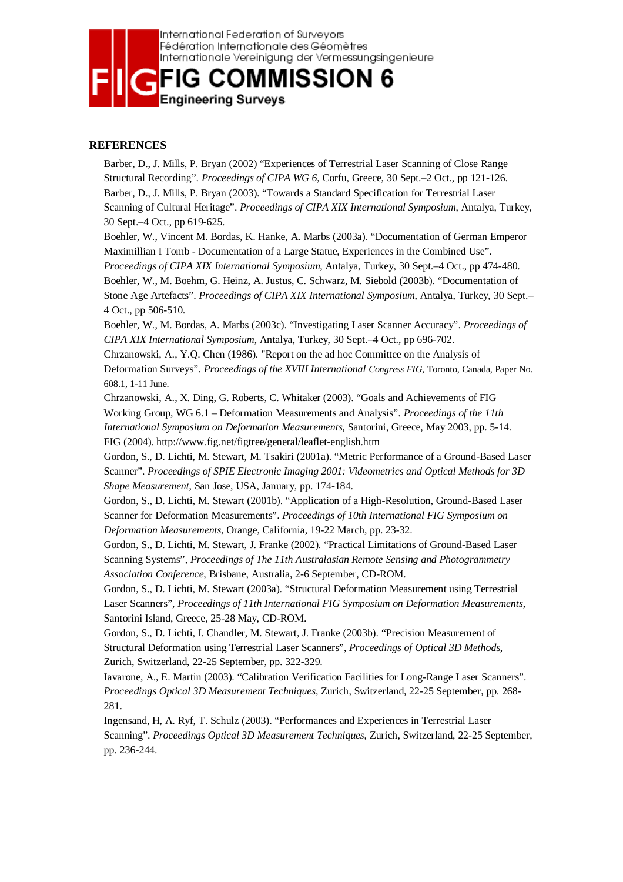## REFERENCES

Barber, D., J. Mills, P. Bryan (2002) "Experiences of Terrestrial Laser Scanning of Close Range Structural Recording". *Proceedings of CIPA WG 6*, Corfu, Greece, 30 Sept.–2 Oct., pp 121-126.

Barber, D., J. Mills, P. Bryan (2003). "Towards a Standard Specification for Terrestrial Laser Scanning of Cultural Heritage". *Proceedings of CIPA XIX International Symposium*, Antalya, Turkey, 30 Sept.–4 Oct., pp 619-625.

Boehler, W., Vincent M. Bordas, K. Hanke, A. Marbs (2003a). "Documentation of German Emperor Maximillian I Tomb - Documentation of a Large Statue, Experiences in the Combined Use". *Proceedings of CIPA XIX International Symposium*, Antalya, Turkey, 30 Sept.–4 Oct., pp 474-480.

Boehler, W., M. Boehm, G. Heinz, A. Justus, C. Schwarz, M. Siebold (2003b). "Documentation of Stone Age Artefacts". *Proceedings of CIPA XIX International Symposium*, Antalya, Turkey, 30 Sept.–4 Oct., pp 506-510.

Boehler, W., M. Bordas, A. Marbs (2003c). "Investigating Laser Scanner Accuracy". *Proceedings of CIPA XIX International Symposium*, Antalya, Turkey, 30 Sept.–4 Oct., pp 696-702.

Chrzanowski, A., Y.Q. Chen (1986). "Report on the ad hoc Committee on the Analysis of Deformation Surveys". *Proceedings of the XVIII International Congress FIG*, Toronto, Canada, Paper No. 608.1, 1-11 June.

Chrzanowski, A., X. Ding, G. Roberts, C. Whitaker (2003). "Goals and Achievements of FIG Working Group, WG 6.1 – Deformation Measurements and Analysis". *Proceedings of the 11th International Symposium on Deformation Measurements*, Santorini, Greece, May 2003, pp. 5-14.

FIG (2004). http://www.fig.net/figtree/general/leaflet-english.htm

Gordon, S., D. Lichti, M. Stewart, M. Tsakiri (2001a). "Metric Performance of a Ground-Based Laser Scanner". *Proceedings of SPIE Electronic Imaging 2001: Videometrics and Optical Methods for 3D Shape Measurement*, San Jose, USA, January, pp. 174-184.

Gordon, S., D. Lichti, M. Stewart (2001b). "Application of a High-Resolution, Ground-Based Laser Scanner for Deformation Measurements". *Proceedings of 10th International FIG Symposium on Deformation Measurements*, Orange, California, 19-22 March, pp. 23-32.

Gordon, S., D. Lichti, M. Stewart, J. Franke (2002). "Practical Limitations of Ground-Based Laser Scanning Systems", *Proceedings of The 11th Australasian Remote Sensing and Photogrammetry Association Conference*, Brisbane, Australia, 2-6 September, CD-ROM.

Gordon, S., D. Lichti, M. Stewart (2003a). "Structural Deformation Measurement using Terrestrial Laser Scanners", *Proceedings of 11th International FIG Symposium on Deformation Measurements*, Santorini Island, Greece, 25-28 May, CD-ROM.

Gordon, S., D. Lichti, I. Chandler, M. Stewart, J. Franke (2003b). "Precision Measurement of Structural Deformation using Terrestrial Laser Scanners", *Proceedings of Optical 3D Methods*, Zurich, Switzerland, 22-25 September, pp. 322-329.

Iavarone, A., E. Martin (2003). "Calibration Verification Facilities for Long-Range Laser Scanners". *Proceedings Optical 3D Measurement Techniques*, Zurich, Switzerland, 22-25 September, pp. 268-281.

Ingensand, H, A. Ryf, T. Schulz (2003). "Performances and Experiences in Terrestrial Laser Scanning". *Proceedings Optical 3D Measurement Techniques*, Zurich, Switzerland, 22-25 September, pp. 236-244.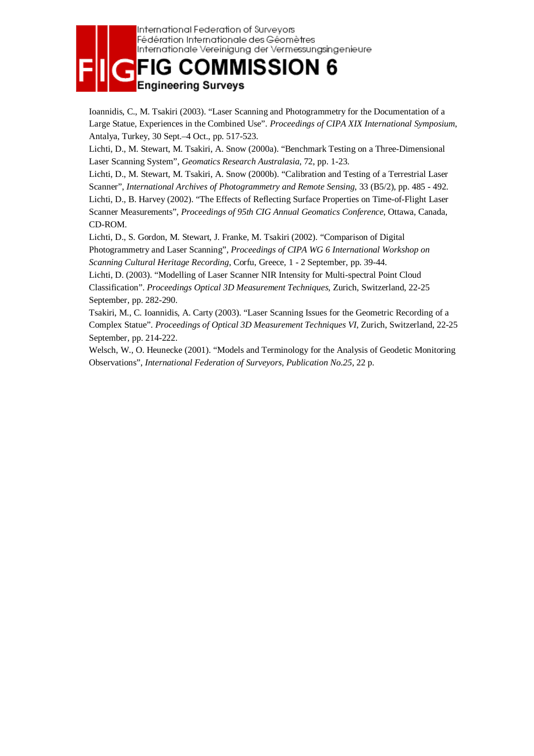Ioannidis, C., M. Tsakiri (2003). “Laser Scanning and Photogrammetry for the Documentation of a Large Statue, Experiences in the Combined Use”. *Proceedings of CIPA XIX International Symposium*, Antalya, Turkey, 30 Sept.–4 Oct., pp. 517-523.

Lichti, D., M. Stewart, M. Tsakiri, A. Snow (2000a). “Benchmark Testing on a Three-Dimensional Laser Scanning System”, *Geomatics Research Australasia*, 72, pp. 1-23.

Lichti, D., M. Stewart, M. Tsakiri, A. Snow (2000b). “Calibration and Testing of a Terrestrial Laser Scanner”, *International Archives of Photogrammetry and Remote Sensing*, 33 (B5/2), pp. 485 - 492.

Lichti, D., B. Harvey (2002). “The Effects of Reflecting Surface Properties on Time-of-Flight Laser Scanner Measurements”, *Proceedings of 95th CIG Annual Geomatics Conference*, Ottawa, Canada, CD-ROM.

Lichti, D., S. Gordon, M. Stewart, J. Franke, M. Tsakiri (2002). “Comparison of Digital Photogrammetry and Laser Scanning”, *Proceedings of CIPA WG 6 International Workshop on Scanning Cultural Heritage Recording*, Corfu, Greece, 1 - 2 September, pp. 39-44.

Lichti, D. (2003). “Modelling of Laser Scanner NIR Intensity for Multi-spectral Point Cloud Classification”. *Proceedings Optical 3D Measurement Techniques*, Zurich, Switzerland, 22-25 September, pp. 282-290.

Tsakiri, M., C. Ioannidis, A. Carty (2003). “Laser Scanning Issues for the Geometric Recording of a Complex Statue”. *Proceedings of Optical 3D Measurement Techniques VI*, Zurich, Switzerland, 22-25 September, pp. 214-222.

Welsch, W., O. Heunecke (2001). “Models and Terminology for the Analysis of Geodetic Monitoring Observations”, *International Federation of Surveyors, Publication No.25*, 22 p.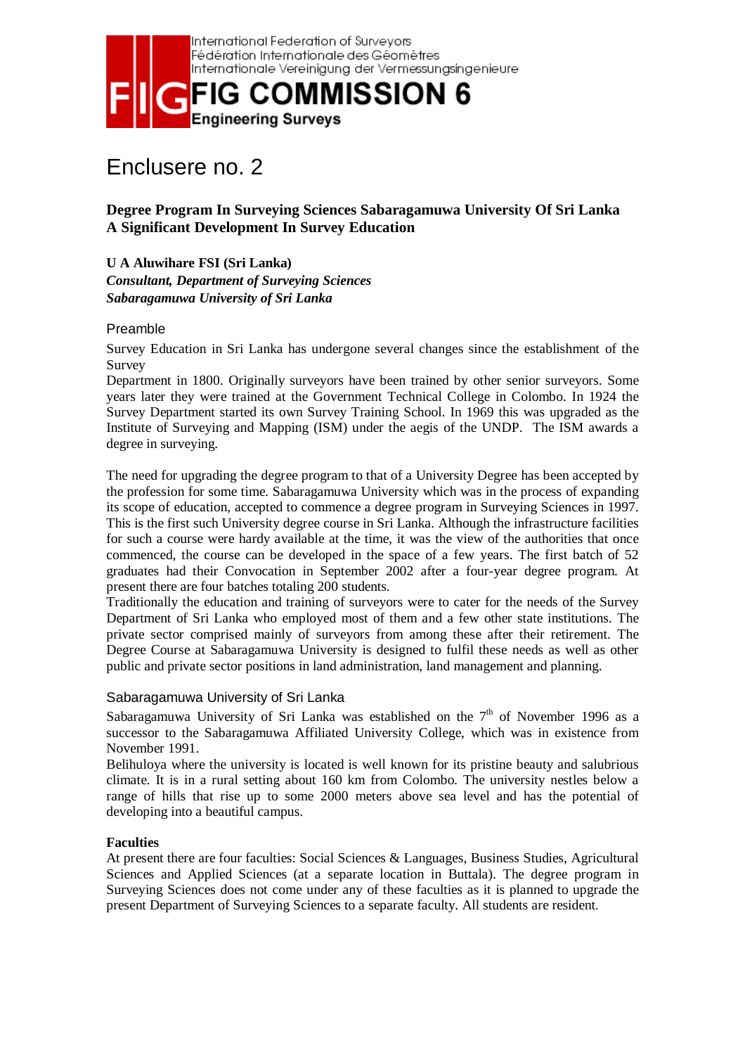International Federation of Surveyors
Fédération Internationale des Géomètres
Internationale Vereinigung der Vermessungsingenieure

# FIG COMMISSION 6

**Engineering Surveys**

# Enclusere no. 2

### Degree Program In Surveying Sciences Sabaragamuwa University Of Sri Lanka A Significant Development In Survey Education

**U A Aluwihare FSI (Sri Lanka)**
***Consultant, Department of Surveying Sciences***
***Sabaragamuwa University of Sri Lanka***

## Preamble

Survey Education in Sri Lanka has undergone several changes since the establishment of the Survey
Department in 1800. Originally surveyors have been trained by other senior surveyors. Some years later they were trained at the Government Technical College in Colombo. In 1924 the Survey Department started its own Survey Training School. In 1969 this was upgraded as the Institute of Surveying and Mapping (ISM) under the aegis of the UNDP. The ISM awards a degree in surveying.

The need for upgrading the degree program to that of a University Degree has been accepted by the profession for some time. Sabaragamuwa University which was in the process of expanding its scope of education, accepted to commence a degree program in Surveying Sciences in 1997. This is the first such University degree course in Sri Lanka. Although the infrastructure facilities for such a course were hardy available at the time, it was the view of the authorities that once commenced, the course can be developed in the space of a few years. The first batch of 52 graduates had their Convocation in September 2002 after a four-year degree program. At present there are four batches totaling 200 students.
Traditionally the education and training of surveyors were to cater for the needs of the Survey Department of Sri Lanka who employed most of them and a few other state institutions. The private sector comprised mainly of surveyors from among these after their retirement. The Degree Course at Sabaragamuwa University is designed to fulfil these needs as well as other public and private sector positions in land administration, land management and planning.

## Sabaragamuwa University of Sri Lanka

Sabaragamuwa University of Sri Lanka was established on the 7th of November 1996 as a successor to the Sabaragamuwa Affiliated University College, which was in existence from November 1991.
Belihuloya where the university is located is well known for its pristine beauty and salubrious climate. It is in a rural setting about 160 km from Colombo. The university nestles below a range of hills that rise up to some 2000 meters above sea level and has the potential of developing into a beautiful campus.

**Faculties**

At present there are four faculties: Social Sciences & Languages, Business Studies, Agricultural Sciences and Applied Sciences (at a separate location in Buttala). The degree program in Surveying Sciences does not come under any of these faculties as it is planned to upgrade the present Department of Surveying Sciences to a separate faculty. All students are resident.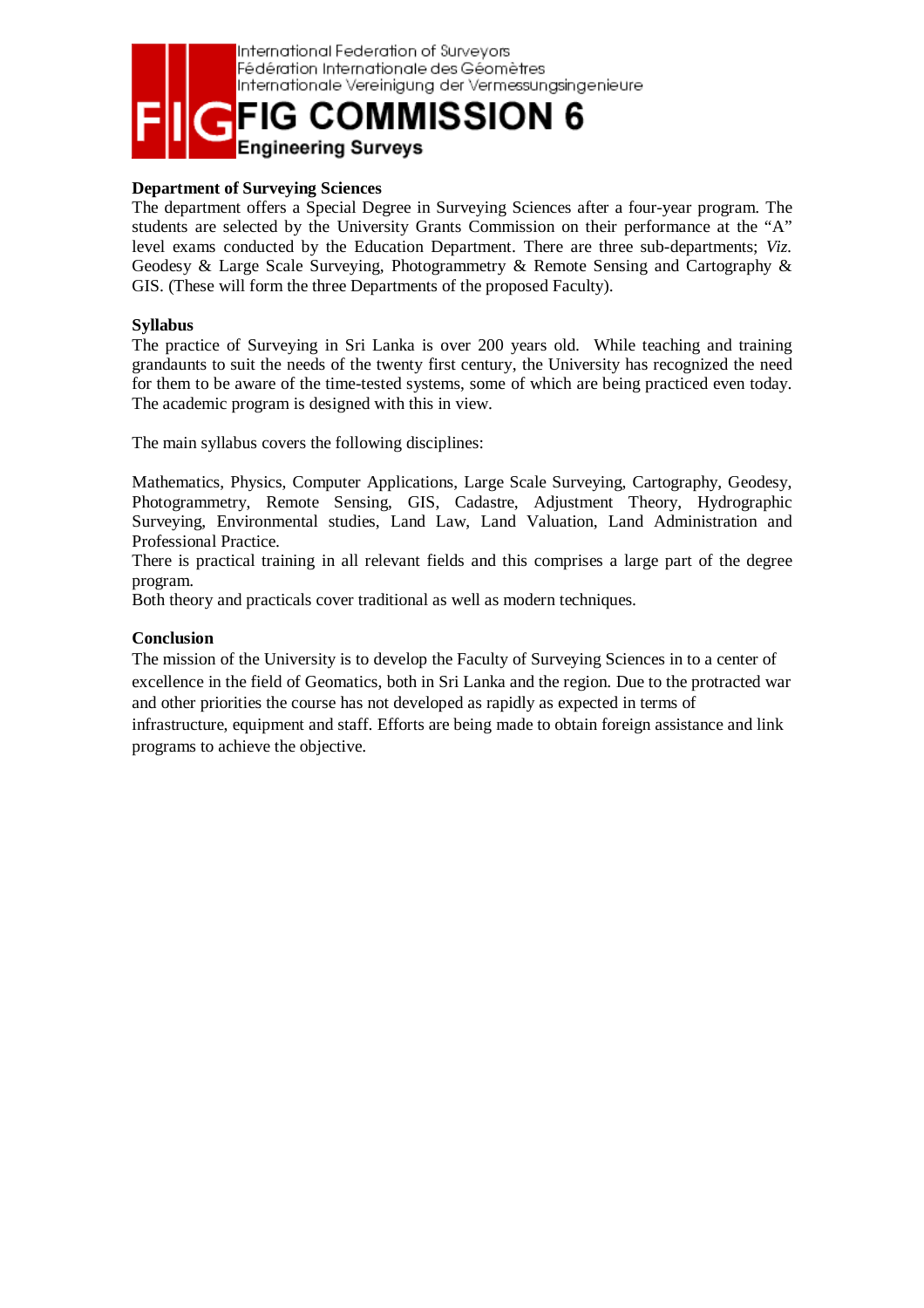## Department of Surveying Sciences

The department offers a Special Degree in Surveying Sciences after a four-year program. The students are selected by the University Grants Commission on their performance at the "A" level exams conducted by the Education Department. There are three sub-departments; *Viz.* Geodesy & Large Scale Surveying, Photogrammetry & Remote Sensing and Cartography & GIS. (These will form the three Departments of the proposed Faculty).

## Syllabus

The practice of Surveying in Sri Lanka is over 200 years old. While teaching and training grandaunts to suit the needs of the twenty first century, the University has recognized the need for them to be aware of the time-tested systems, some of which are being practiced even today. The academic program is designed with this in view.

The main syllabus covers the following disciplines:

Mathematics, Physics, Computer Applications, Large Scale Surveying, Cartography, Geodesy, Photogrammetry, Remote Sensing, GIS, Cadastre, Adjustment Theory, Hydrographic Surveying, Environmental studies, Land Law, Land Valuation, Land Administration and Professional Practice.

There is practical training in all relevant fields and this comprises a large part of the degree program.

Both theory and practicals cover traditional as well as modern techniques.

## Conclusion

The mission of the University is to develop the Faculty of Surveying Sciences in to a center of excellence in the field of Geomatics, both in Sri Lanka and the region. Due to the protracted war and other priorities the course has not developed as rapidly as expected in terms of infrastructure, equipment and staff. Efforts are being made to obtain foreign assistance and link programs to achieve the objective.